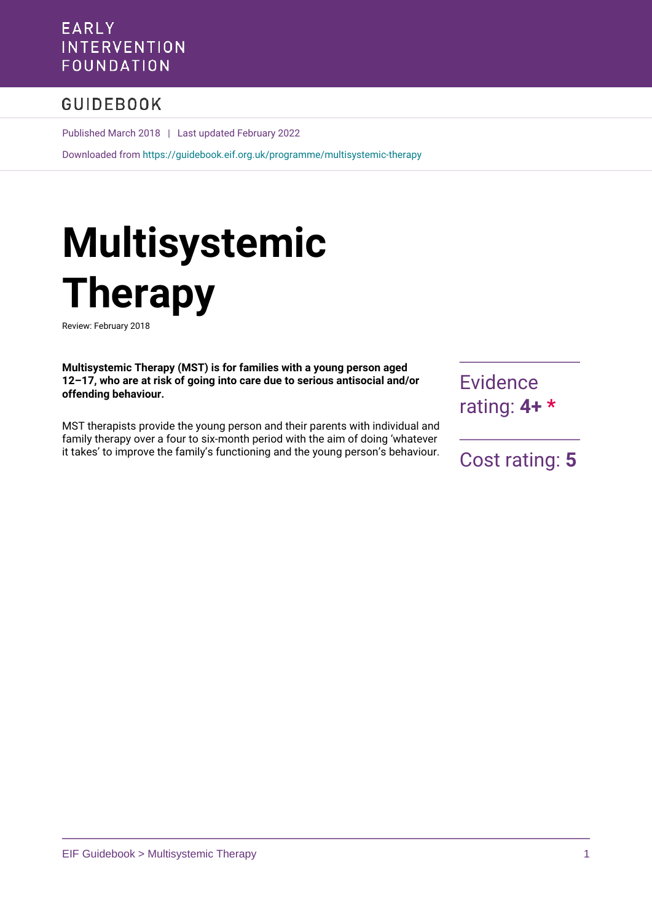EARLY INTERVENTION FOUNDATION

GUIDEBOOK

Published March 2018 | Last updated February 2022

Downloaded from https://guidebook.eif.org.uk/programme/multisystemic-therapy

# Multisystemic Therapy

Review: February 2018

**Multisystemic Therapy (MST) is for families with a young person aged 12–17, who are at risk of going into care due to serious antisocial and/or offending behaviour.**

MST therapists provide the young person and their parents with individual and family therapy over a four to six-month period with the aim of doing 'whatever it takes' to improve the family's functioning and the young person's behaviour.

Evidence rating: **4+** *

Cost rating: **5**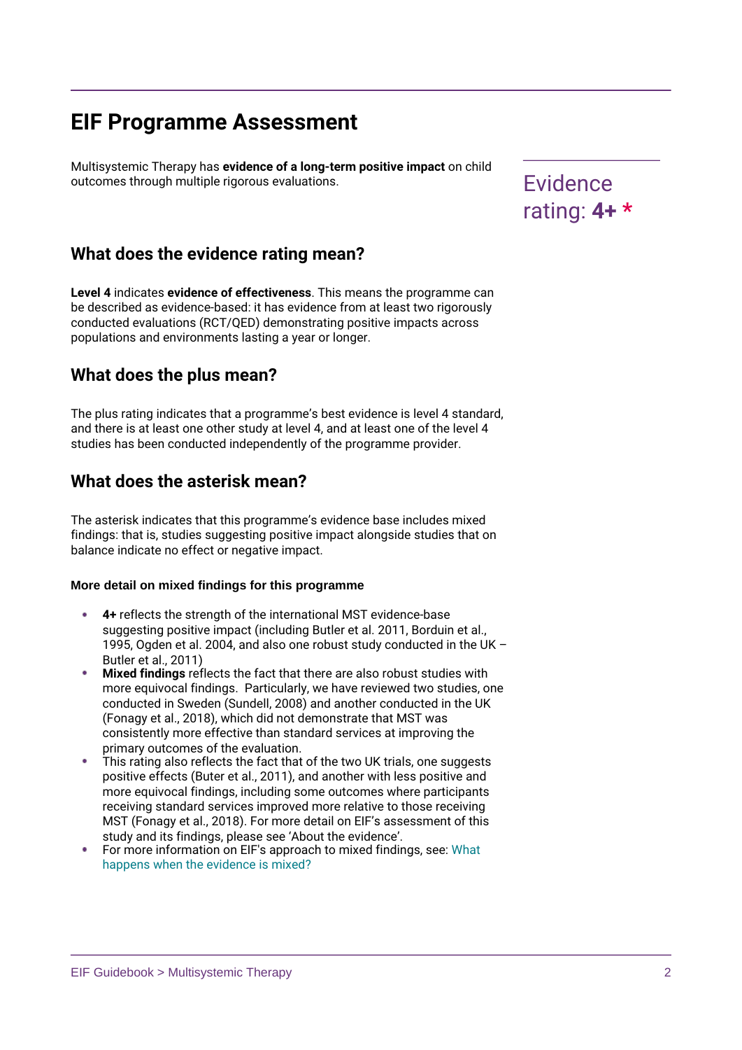# EIF Programme Assessment

Multisystemic Therapy has **evidence of a long-term positive impact** on child outcomes through multiple rigorous evaluations.

Evidence rating: **4+** *

## What does the evidence rating mean?

**Level 4** indicates **evidence of effectiveness**. This means the programme can be described as evidence-based: it has evidence from at least two rigorously conducted evaluations (RCT/QED) demonstrating positive impacts across populations and environments lasting a year or longer.

## What does the plus mean?

The plus rating indicates that a programme's best evidence is level 4 standard, and there is at least one other study at level 4, and at least one of the level 4 studies has been conducted independently of the programme provider.

## What does the asterisk mean?

The asterisk indicates that this programme's evidence base includes mixed findings: that is, studies suggesting positive impact alongside studies that on balance indicate no effect or negative impact.

#### More detail on mixed findings for this programme

- **4+** reflects the strength of the international MST evidence-base suggesting positive impact (including Butler et al. 2011, Borduin et al., 1995, Ogden et al. 2004, and also one robust study conducted in the UK – Butler et al., 2011)
- **Mixed findings** reflects the fact that there are also robust studies with more equivocal findings. Particularly, we have reviewed two studies, one conducted in Sweden (Sundell, 2008) and another conducted in the UK (Fonagy et al., 2018), which did not demonstrate that MST was consistently more effective than standard services at improving the primary outcomes of the evaluation.
- This rating also reflects the fact that of the two UK trials, one suggests positive effects (Buter et al., 2011), and another with less positive and more equivocal findings, including some outcomes where participants receiving standard services improved more relative to those receiving MST (Fonagy et al., 2018). For more detail on EIF's assessment of this study and its findings, please see 'About the evidence'.
- For more information on EIF's approach to mixed findings, see: What happens when the evidence is mixed?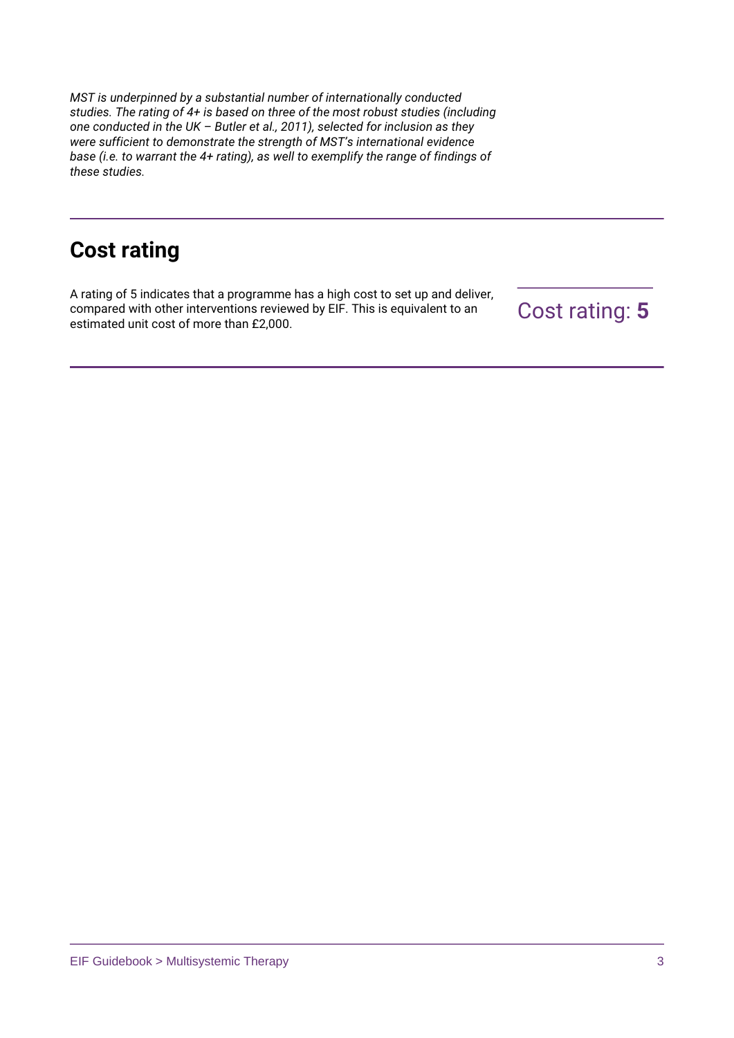*MST is underpinned by a substantial number of internationally conducted studies. The rating of 4+ is based on three of the most robust studies (including one conducted in the UK – Butler et al., 2011), selected for inclusion as they were sufficient to demonstrate the strength of MST's international evidence base (i.e. to warrant the 4+ rating), as well to exemplify the range of findings of these studies.*

## Cost rating

A rating of 5 indicates that a programme has a high cost to set up and deliver, compared with other interventions reviewed by EIF. This is equivalent to an estimated unit cost of more than £2,000.

Cost rating: **5**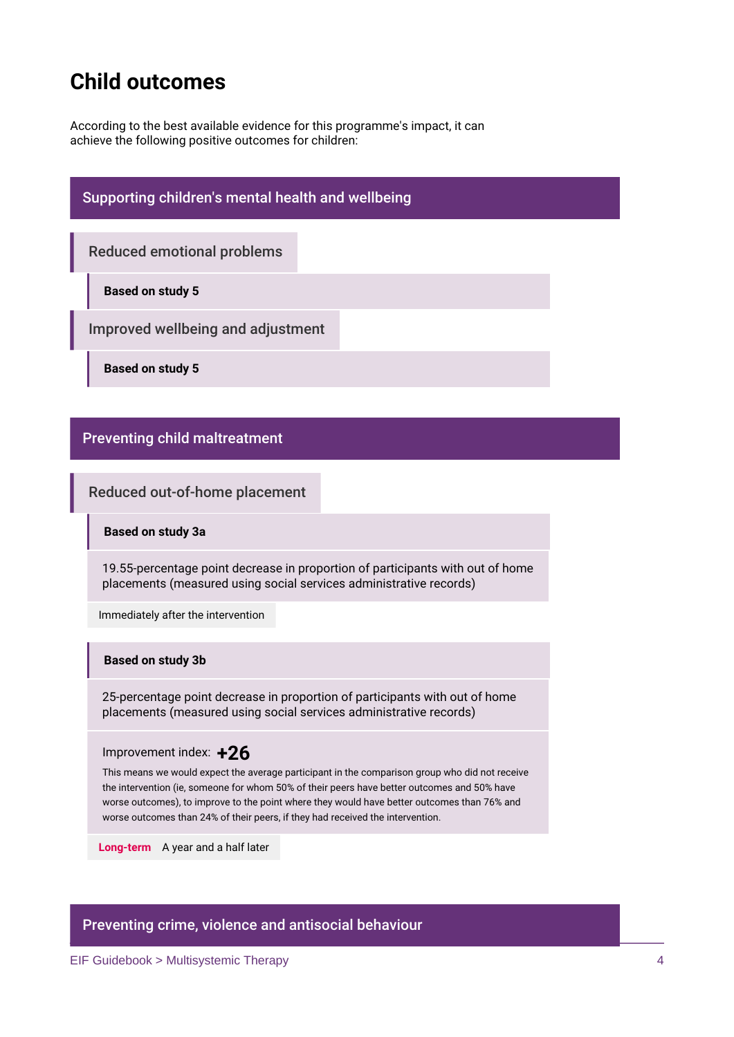# Child outcomes

According to the best available evidence for this programme's impact, it can achieve the following positive outcomes for children:

## Supporting children's mental health and wellbeing

### Reduced emotional problems

**Based on study 5**

### Improved wellbeing and adjustment

**Based on study 5**

## Preventing child maltreatment

### Reduced out-of-home placement

**Based on study 3a**

19.55-percentage point decrease in proportion of participants with out of home placements (measured using social services administrative records)

Immediately after the intervention

**Based on study 3b**

25-percentage point decrease in proportion of participants with out of home placements (measured using social services administrative records)

Improvement index: **+26**

This means we would expect the average participant in the comparison group who did not receive the intervention (ie, someone for whom 50% of their peers have better outcomes and 50% have worse outcomes), to improve to the point where they would have better outcomes than 76% and worse outcomes than 24% of their peers, if they had received the intervention.

**Long-term** A year and a half later

## Preventing crime, violence and antisocial behaviour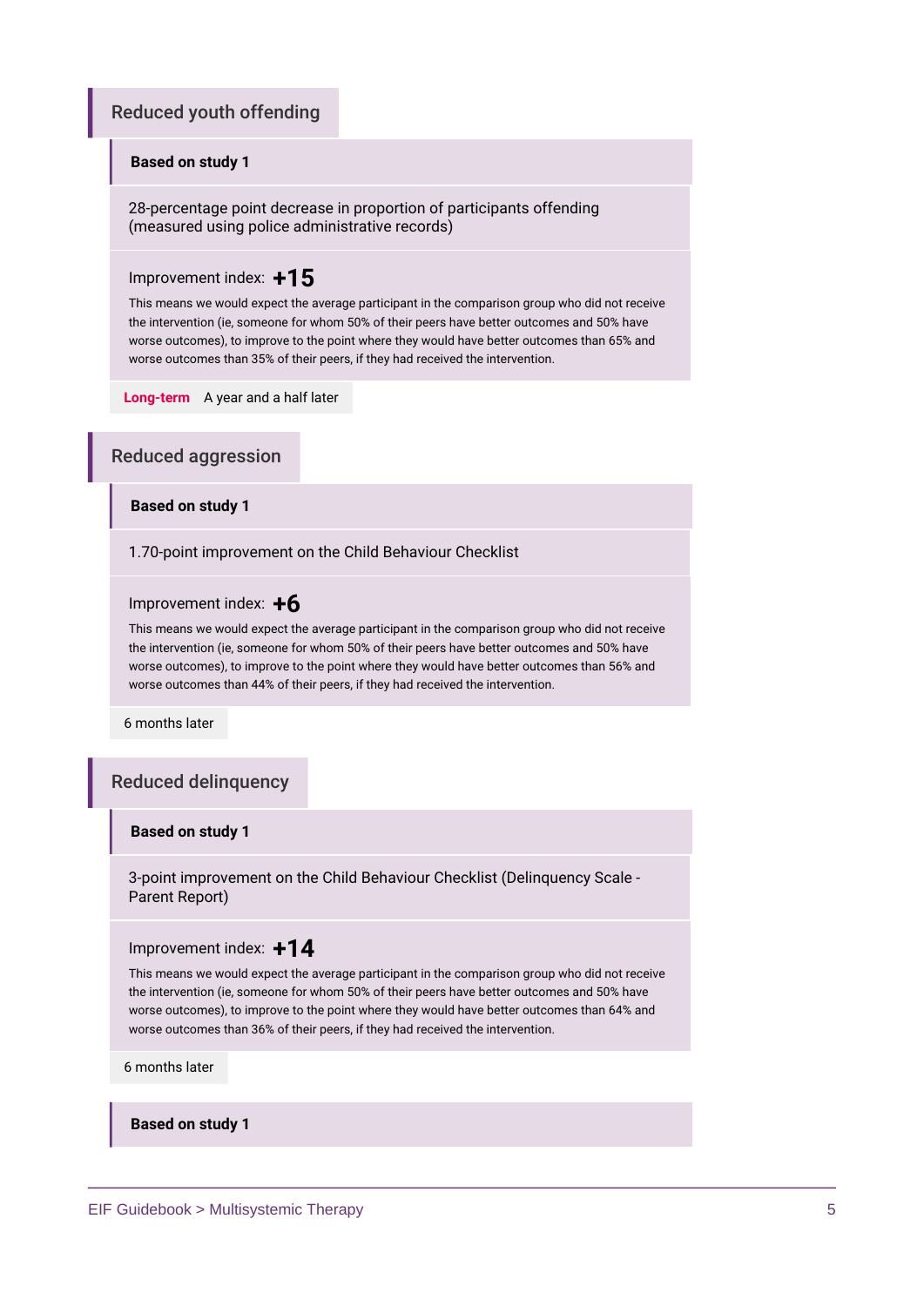## Reduced youth offending

**Based on study 1**

28-percentage point decrease in proportion of participants offending (measured using police administrative records)

Improvement index: **+15**

This means we would expect the average participant in the comparison group who did not receive the intervention (ie, someone for whom 50% of their peers have better outcomes and 50% have worse outcomes), to improve to the point where they would have better outcomes than 65% and worse outcomes than 35% of their peers, if they had received the intervention.

**Long-term** A year and a half later

## Reduced aggression

**Based on study 1**

1.70-point improvement on the Child Behaviour Checklist

Improvement index: **+6**

This means we would expect the average participant in the comparison group who did not receive the intervention (ie, someone for whom 50% of their peers have better outcomes and 50% have worse outcomes), to improve to the point where they would have better outcomes than 56% and worse outcomes than 44% of their peers, if they had received the intervention.

6 months later

## Reduced delinquency

**Based on study 1**

3-point improvement on the Child Behaviour Checklist (Delinquency Scale - Parent Report)

Improvement index: **+14**

This means we would expect the average participant in the comparison group who did not receive the intervention (ie, someone for whom 50% of their peers have better outcomes and 50% have worse outcomes), to improve to the point where they would have better outcomes than 64% and worse outcomes than 36% of their peers, if they had received the intervention.

6 months later

**Based on study 1**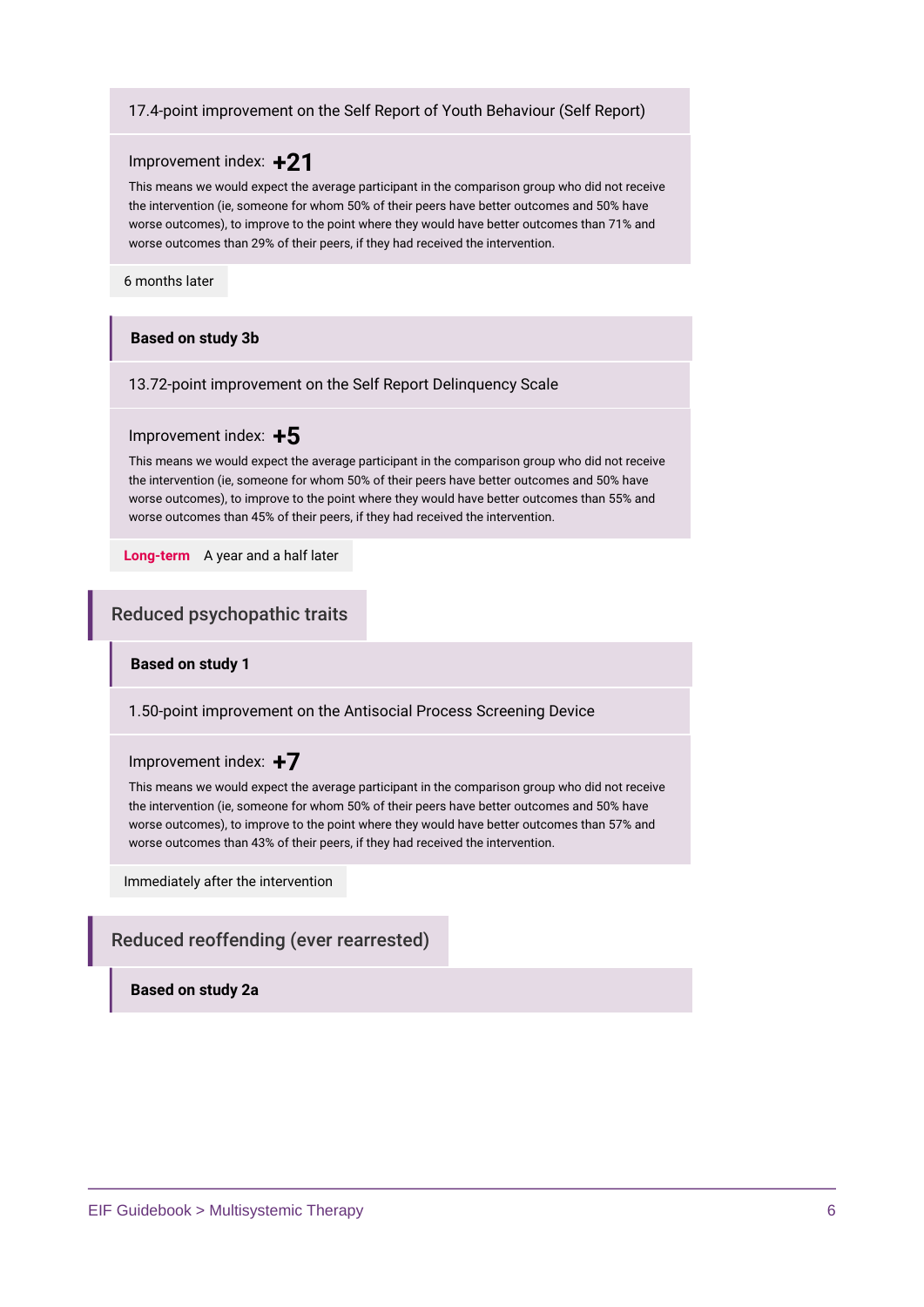17.4-point improvement on the Self Report of Youth Behaviour (Self Report)

Improvement index: **+21**

This means we would expect the average participant in the comparison group who did not receive the intervention (ie, someone for whom 50% of their peers have better outcomes and 50% have worse outcomes), to improve to the point where they would have better outcomes than 71% and worse outcomes than 29% of their peers, if they had received the intervention.

6 months later

**Based on study 3b**

13.72-point improvement on the Self Report Delinquency Scale

Improvement index: **+5**

This means we would expect the average participant in the comparison group who did not receive the intervention (ie, someone for whom 50% of their peers have better outcomes and 50% have worse outcomes), to improve to the point where they would have better outcomes than 55% and worse outcomes than 45% of their peers, if they had received the intervention.

**Long-term** A year and a half later

## Reduced psychopathic traits

**Based on study 1**

1.50-point improvement on the Antisocial Process Screening Device

Improvement index: **+7**

This means we would expect the average participant in the comparison group who did not receive the intervention (ie, someone for whom 50% of their peers have better outcomes and 50% have worse outcomes), to improve to the point where they would have better outcomes than 57% and worse outcomes than 43% of their peers, if they had received the intervention.

Immediately after the intervention

## Reduced reoffending (ever rearrested)

**Based on study 2a**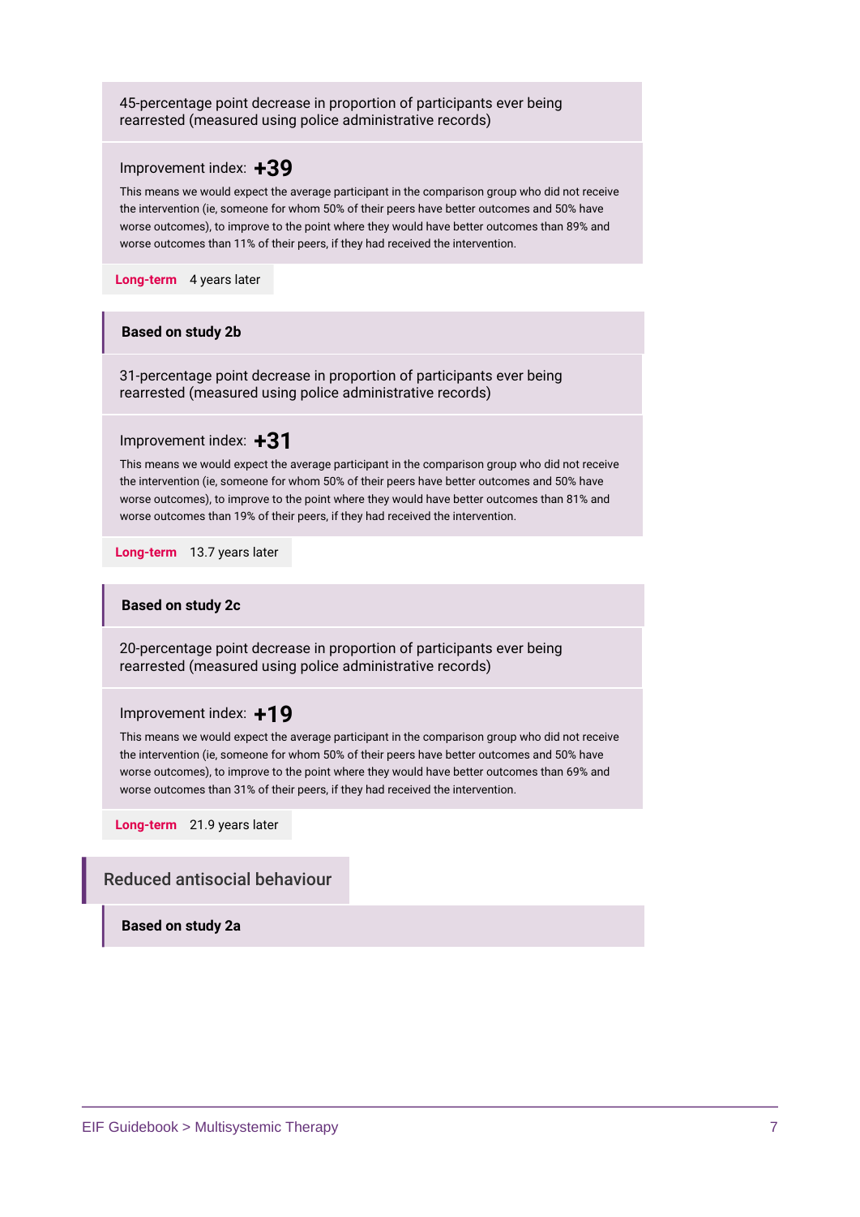45-percentage point decrease in proportion of participants ever being rearrested (measured using police administrative records)

Improvement index: **+39**

This means we would expect the average participant in the comparison group who did not receive the intervention (ie, someone for whom 50% of their peers have better outcomes and 50% have worse outcomes), to improve to the point where they would have better outcomes than 89% and worse outcomes than 11% of their peers, if they had received the intervention.

**Long-term** 4 years later

**Based on study 2b**

31-percentage point decrease in proportion of participants ever being rearrested (measured using police administrative records)

Improvement index: **+31**

This means we would expect the average participant in the comparison group who did not receive the intervention (ie, someone for whom 50% of their peers have better outcomes and 50% have worse outcomes), to improve to the point where they would have better outcomes than 81% and worse outcomes than 19% of their peers, if they had received the intervention.

**Long-term** 13.7 years later

**Based on study 2c**

20-percentage point decrease in proportion of participants ever being rearrested (measured using police administrative records)

Improvement index: **+19**

This means we would expect the average participant in the comparison group who did not receive the intervention (ie, someone for whom 50% of their peers have better outcomes and 50% have worse outcomes), to improve to the point where they would have better outcomes than 69% and worse outcomes than 31% of their peers, if they had received the intervention.

**Long-term** 21.9 years later

## Reduced antisocial behaviour

**Based on study 2a**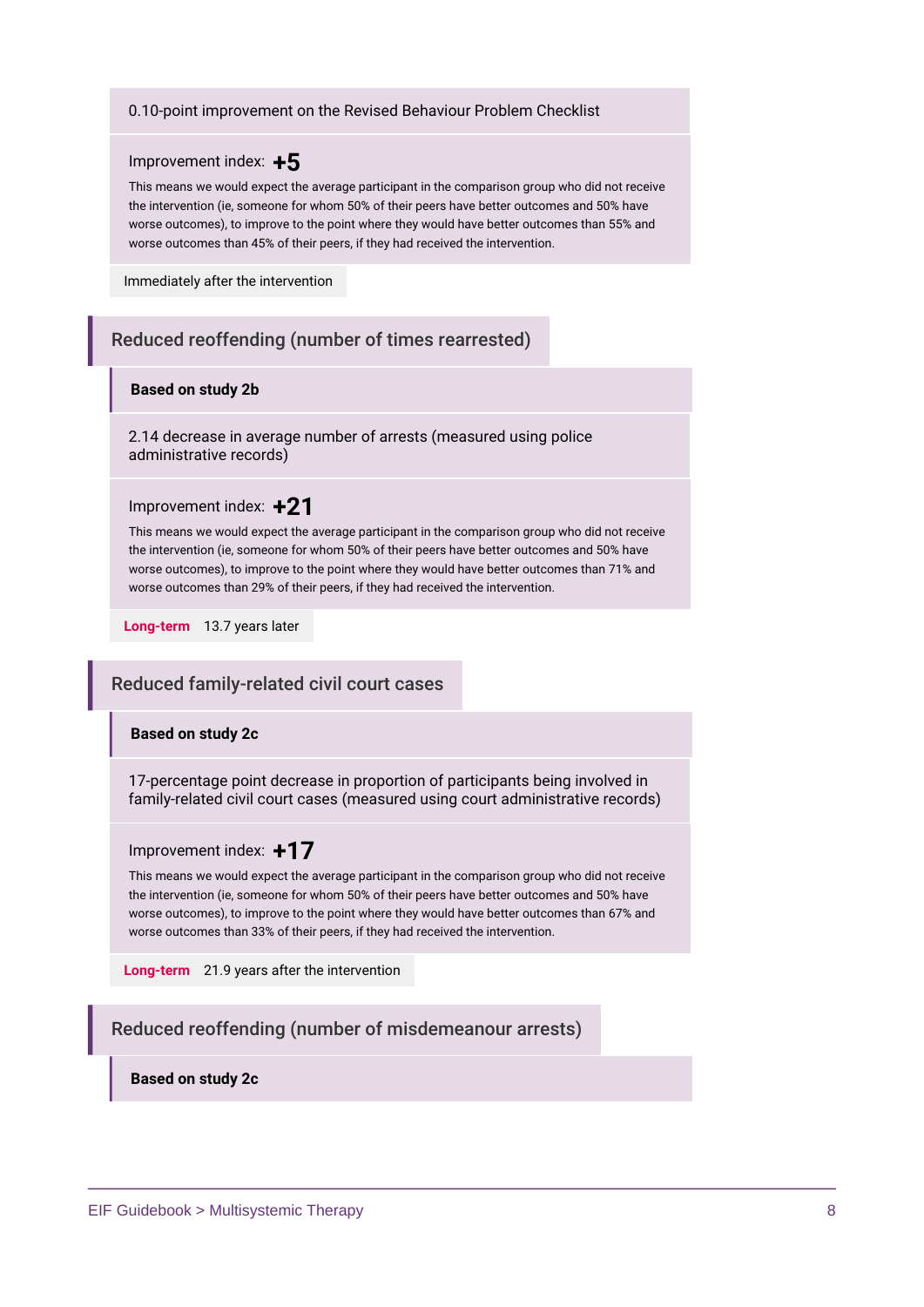0.10-point improvement on the Revised Behaviour Problem Checklist

Improvement index: **+5**

This means we would expect the average participant in the comparison group who did not receive the intervention (ie, someone for whom 50% of their peers have better outcomes and 50% have worse outcomes), to improve to the point where they would have better outcomes than 55% and worse outcomes than 45% of their peers, if they had received the intervention.

Immediately after the intervention

## Reduced reoffending (number of times rearrested)

**Based on study 2b**

2.14 decrease in average number of arrests (measured using police administrative records)

Improvement index: **+21**

This means we would expect the average participant in the comparison group who did not receive the intervention (ie, someone for whom 50% of their peers have better outcomes and 50% have worse outcomes), to improve to the point where they would have better outcomes than 71% and worse outcomes than 29% of their peers, if they had received the intervention.

**Long-term** 13.7 years later

## Reduced family-related civil court cases

**Based on study 2c**

17-percentage point decrease in proportion of participants being involved in family-related civil court cases (measured using court administrative records)

Improvement index: **+17**

This means we would expect the average participant in the comparison group who did not receive the intervention (ie, someone for whom 50% of their peers have better outcomes and 50% have worse outcomes), to improve to the point where they would have better outcomes than 67% and worse outcomes than 33% of their peers, if they had received the intervention.

**Long-term** 21.9 years after the intervention

## Reduced reoffending (number of misdemeanour arrests)

**Based on study 2c**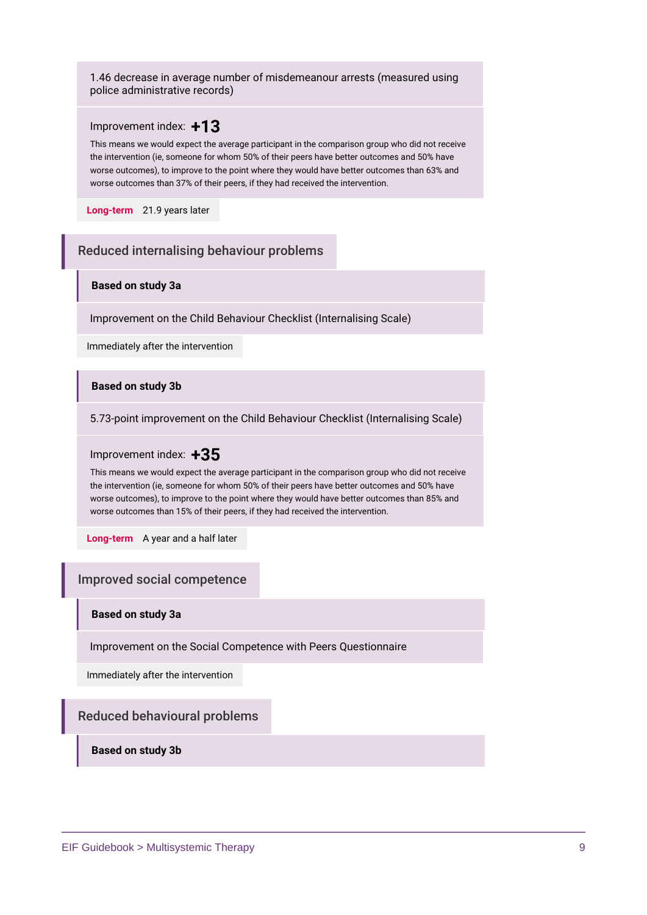1.46 decrease in average number of misdemeanour arrests (measured using police administrative records)

Improvement index: **+13**

This means we would expect the average participant in the comparison group who did not receive the intervention (ie, someone for whom 50% of their peers have better outcomes and 50% have worse outcomes), to improve to the point where they would have better outcomes than 63% and worse outcomes than 37% of their peers, if they had received the intervention.

**Long-term** 21.9 years later

## Reduced internalising behaviour problems

**Based on study 3a**

Improvement on the Child Behaviour Checklist (Internalising Scale)

Immediately after the intervention

**Based on study 3b**

5.73-point improvement on the Child Behaviour Checklist (Internalising Scale)

Improvement index: **+35**

This means we would expect the average participant in the comparison group who did not receive the intervention (ie, someone for whom 50% of their peers have better outcomes and 50% have worse outcomes), to improve to the point where they would have better outcomes than 85% and worse outcomes than 15% of their peers, if they had received the intervention.

**Long-term** A year and a half later

## Improved social competence

**Based on study 3a**

Improvement on the Social Competence with Peers Questionnaire

Immediately after the intervention

## Reduced behavioural problems

**Based on study 3b**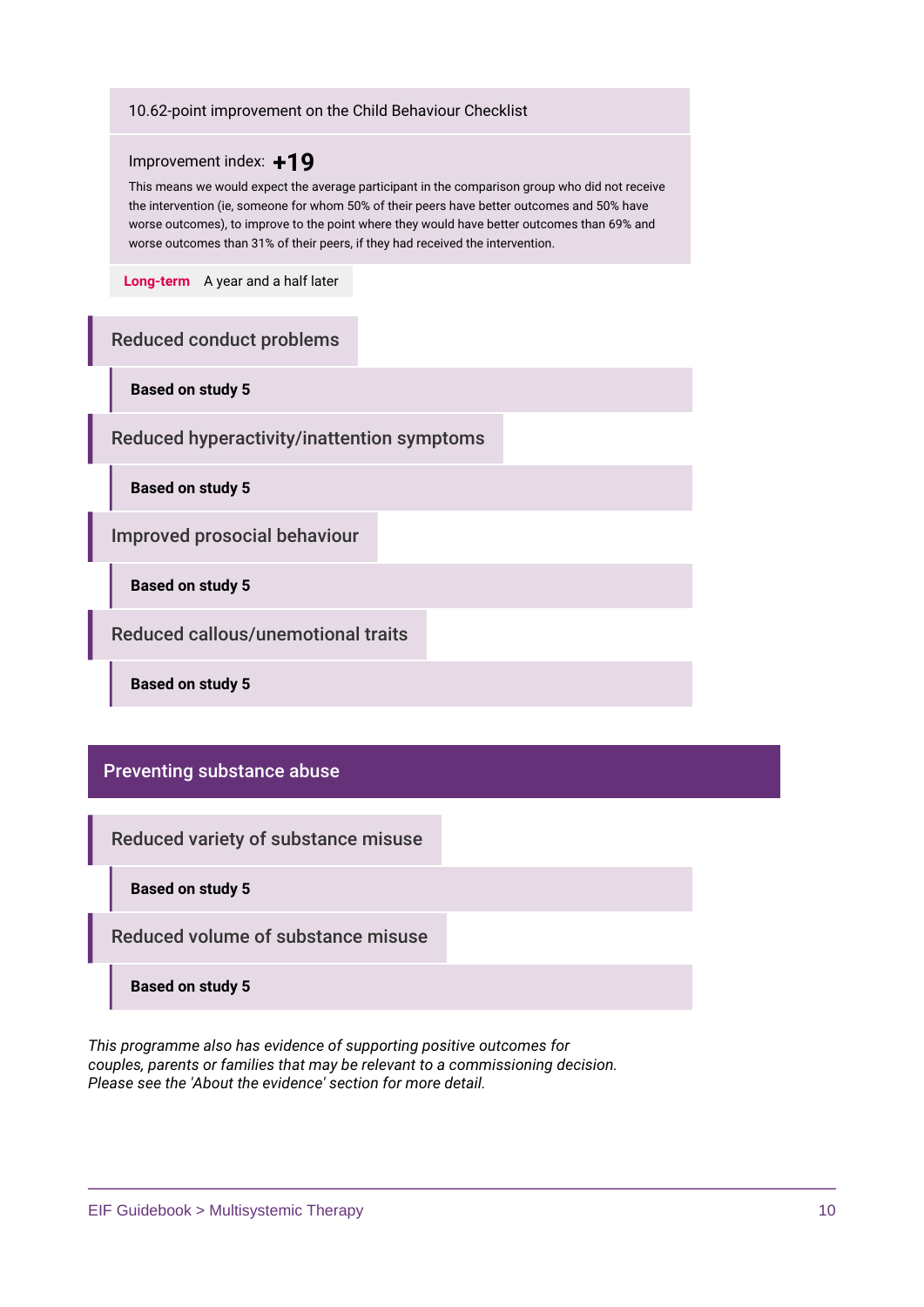10.62-point improvement on the Child Behaviour Checklist

Improvement index: **+19**

This means we would expect the average participant in the comparison group who did not receive the intervention (ie, someone for whom 50% of their peers have better outcomes and 50% have worse outcomes), to improve to the point where they would have better outcomes than 69% and worse outcomes than 31% of their peers, if they had received the intervention.

**Long-term** A year and a half later

### Reduced conduct problems

**Based on study 5**

### Reduced hyperactivity/inattention symptoms

**Based on study 5**

### Improved prosocial behaviour

**Based on study 5**

### Reduced callous/unemotional traits

**Based on study 5**

## Preventing substance abuse

### Reduced variety of substance misuse

**Based on study 5**

### Reduced volume of substance misuse

**Based on study 5**

*This programme also has evidence of supporting positive outcomes for couples, parents or families that may be relevant to a commissioning decision. Please see the 'About the evidence' section for more detail.*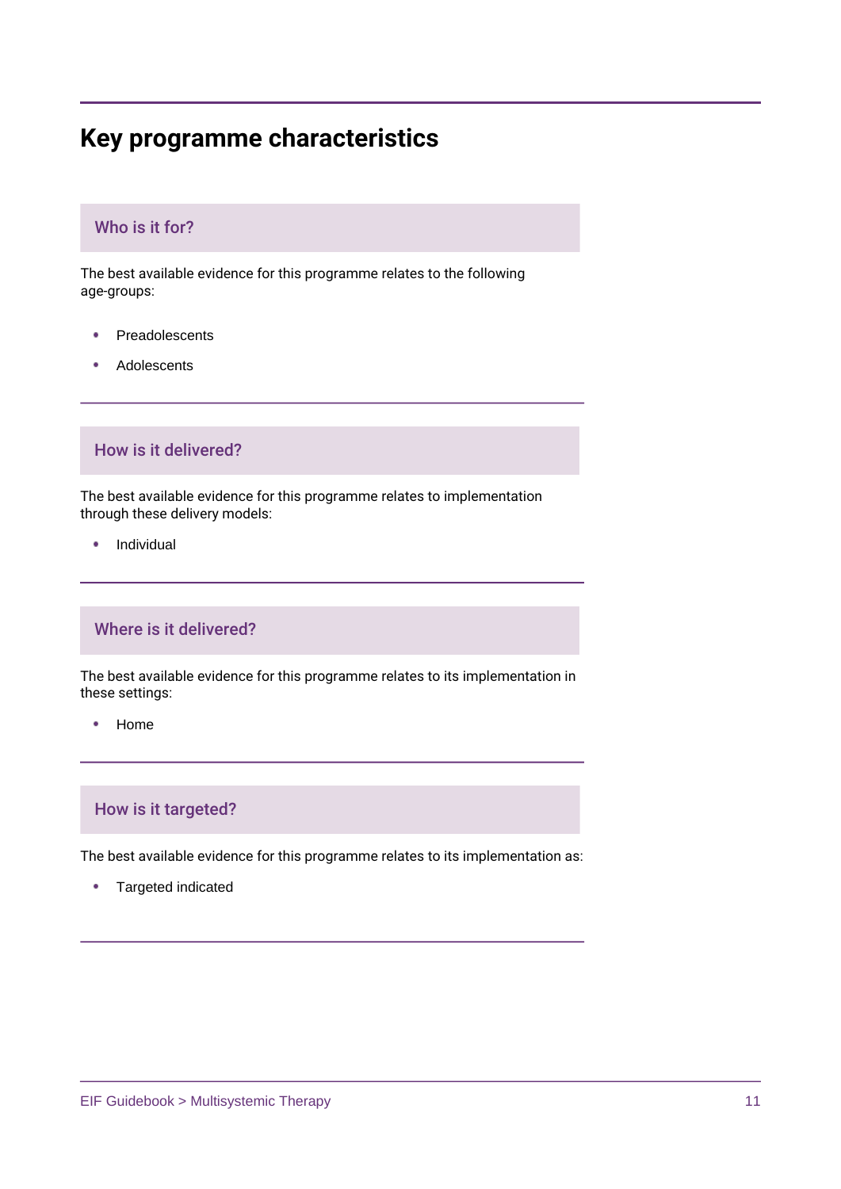# Key programme characteristics

## Who is it for?

The best available evidence for this programme relates to the following age-groups:

- Preadolescents
- Adolescents

## How is it delivered?

The best available evidence for this programme relates to implementation through these delivery models:

- Individual

## Where is it delivered?

The best available evidence for this programme relates to its implementation in these settings:

- Home

## How is it targeted?

The best available evidence for this programme relates to its implementation as:

- Targeted indicated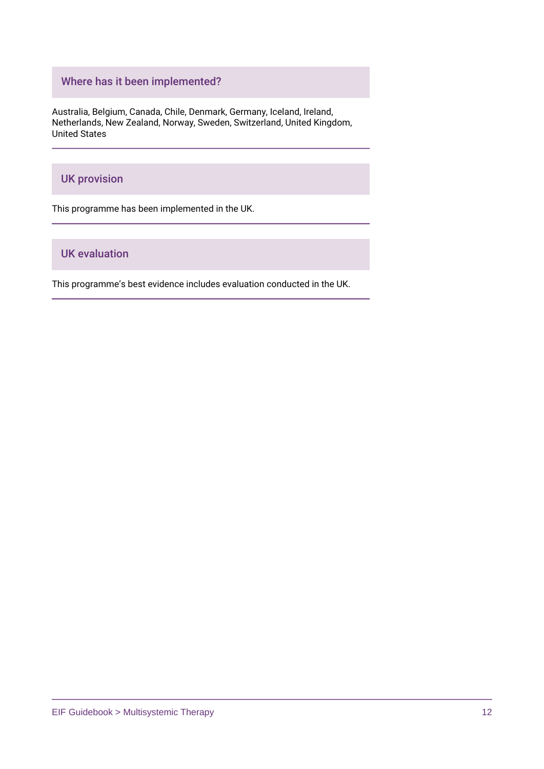## Where has it been implemented?

Australia, Belgium, Canada, Chile, Denmark, Germany, Iceland, Ireland, Netherlands, New Zealand, Norway, Sweden, Switzerland, United Kingdom, United States

## UK provision

This programme has been implemented in the UK.

## UK evaluation

This programme's best evidence includes evaluation conducted in the UK.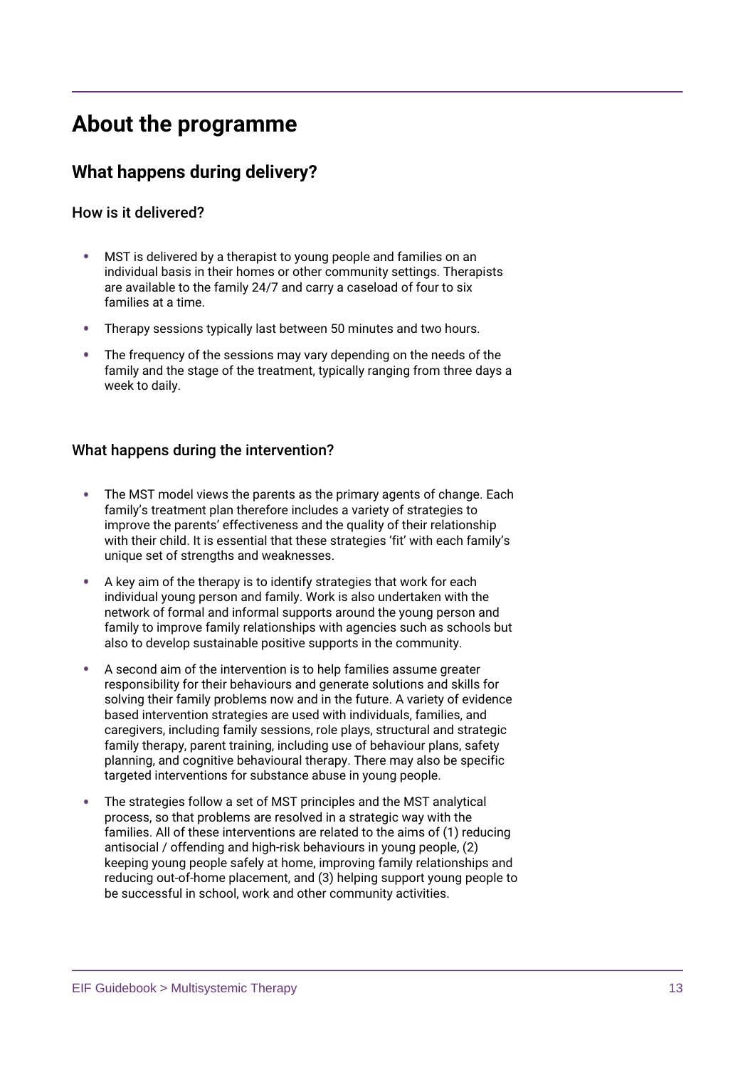# About the programme

## What happens during delivery?

### How is it delivered?

- MST is delivered by a therapist to young people and families on an individual basis in their homes or other community settings. Therapists are available to the family 24/7 and carry a caseload of four to six families at a time.
- Therapy sessions typically last between 50 minutes and two hours.
- The frequency of the sessions may vary depending on the needs of the family and the stage of the treatment, typically ranging from three days a week to daily.

### What happens during the intervention?

- The MST model views the parents as the primary agents of change. Each family's treatment plan therefore includes a variety of strategies to improve the parents' effectiveness and the quality of their relationship with their child. It is essential that these strategies 'fit' with each family's unique set of strengths and weaknesses.
- A key aim of the therapy is to identify strategies that work for each individual young person and family. Work is also undertaken with the network of formal and informal supports around the young person and family to improve family relationships with agencies such as schools but also to develop sustainable positive supports in the community.
- A second aim of the intervention is to help families assume greater responsibility for their behaviours and generate solutions and skills for solving their family problems now and in the future. A variety of evidence based intervention strategies are used with individuals, families, and caregivers, including family sessions, role plays, structural and strategic family therapy, parent training, including use of behaviour plans, safety planning, and cognitive behavioural therapy. There may also be specific targeted interventions for substance abuse in young people.
- The strategies follow a set of MST principles and the MST analytical process, so that problems are resolved in a strategic way with the families. All of these interventions are related to the aims of (1) reducing antisocial / offending and high-risk behaviours in young people, (2) keeping young people safely at home, improving family relationships and reducing out-of-home placement, and (3) helping support young people to be successful in school, work and other community activities.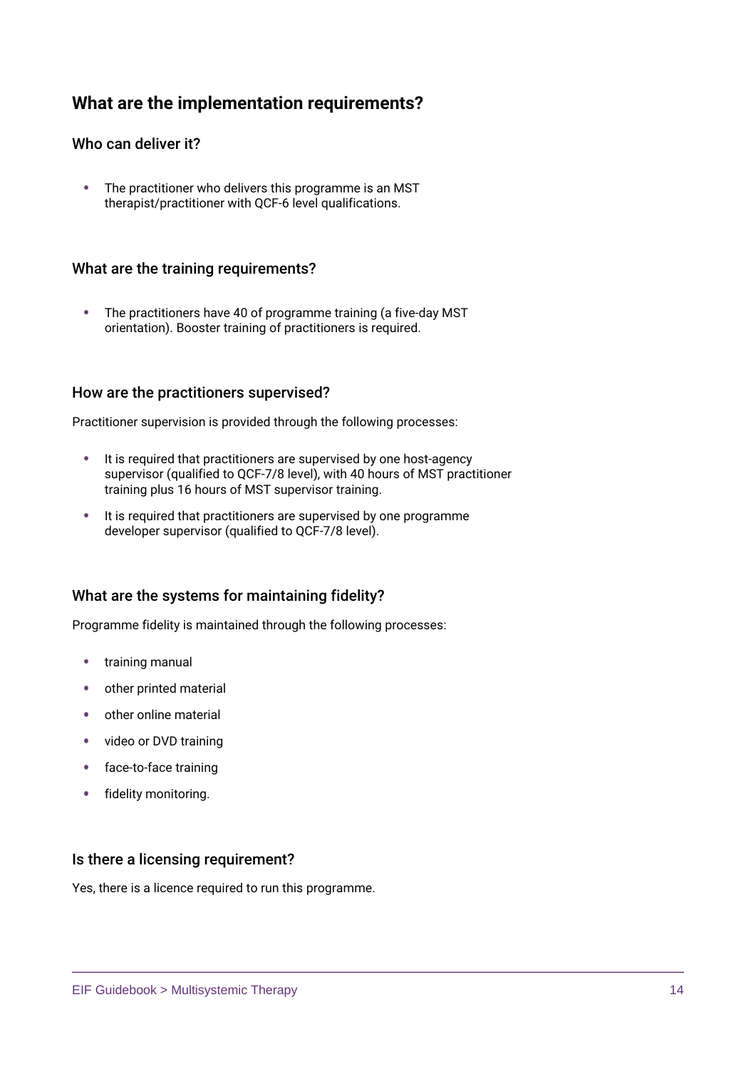## What are the implementation requirements?

### Who can deliver it?

- The practitioner who delivers this programme is an MST therapist/practitioner with QCF-6 level qualifications.

### What are the training requirements?

- The practitioners have 40 of programme training (a five-day MST orientation). Booster training of practitioners is required.

### How are the practitioners supervised?

Practitioner supervision is provided through the following processes:

- It is required that practitioners are supervised by one host-agency supervisor (qualified to QCF-7/8 level), with 40 hours of MST practitioner training plus 16 hours of MST supervisor training.
- It is required that practitioners are supervised by one programme developer supervisor (qualified to QCF-7/8 level).

### What are the systems for maintaining fidelity?

Programme fidelity is maintained through the following processes:

- training manual
- other printed material
- other online material
- video or DVD training
- face-to-face training
- fidelity monitoring.

### Is there a licensing requirement?

Yes, there is a licence required to run this programme.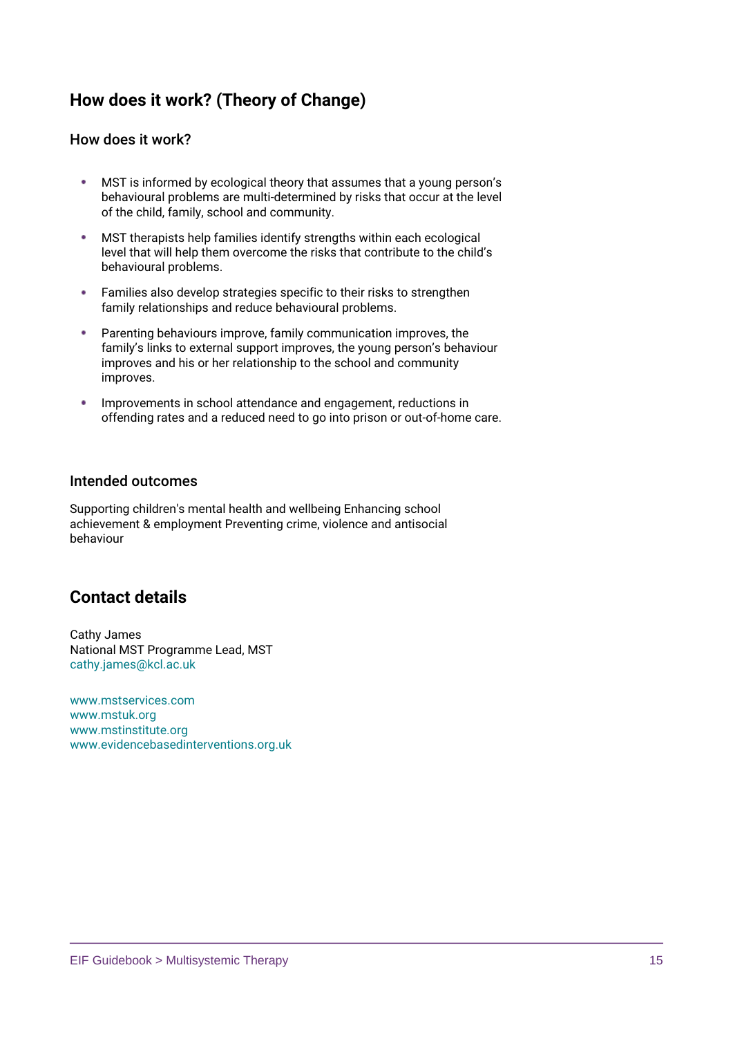## How does it work? (Theory of Change)

### How does it work?

- MST is informed by ecological theory that assumes that a young person's behavioural problems are multi-determined by risks that occur at the level of the child, family, school and community.
- MST therapists help families identify strengths within each ecological level that will help them overcome the risks that contribute to the child's behavioural problems.
- Families also develop strategies specific to their risks to strengthen family relationships and reduce behavioural problems.
- Parenting behaviours improve, family communication improves, the family's links to external support improves, the young person's behaviour improves and his or her relationship to the school and community improves.
- Improvements in school attendance and engagement, reductions in offending rates and a reduced need to go into prison or out-of-home care.

### Intended outcomes

Supporting children's mental health and wellbeing Enhancing school achievement & employment Preventing crime, violence and antisocial behaviour

## Contact details

Cathy James
National MST Programme Lead, MST
cathy.james@kcl.ac.uk

www.mstservices.com
www.mstuk.org
www.mstinstitute.org
www.evidencebasedinterventions.org.uk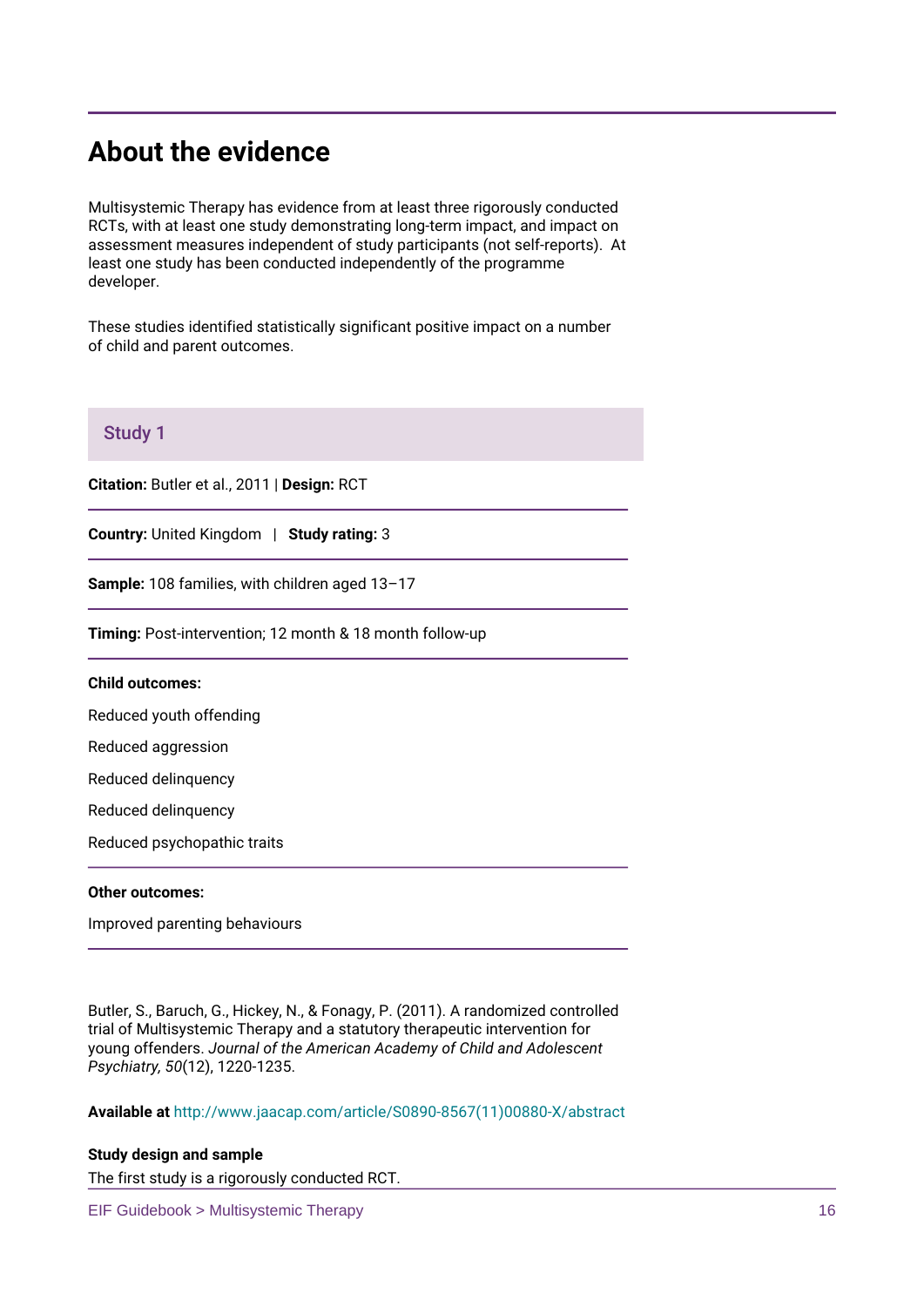## About the evidence

Multisystemic Therapy has evidence from at least three rigorously conducted RCTs, with at least one study demonstrating long-term impact, and impact on assessment measures independent of study participants (not self-reports). At least one study has been conducted independently of the programme developer.

These studies identified statistically significant positive impact on a number of child and parent outcomes.

### Study 1

**Citation:** Butler et al., 2011 | **Design:** RCT

**Country:** United Kingdom | **Study rating:** 3

**Sample:** 108 families, with children aged 13–17

**Timing:** Post-intervention; 12 month & 18 month follow-up

**Child outcomes:**

Reduced youth offending

Reduced aggression

Reduced delinquency

Reduced delinquency

Reduced psychopathic traits

**Other outcomes:**

Improved parenting behaviours

Butler, S., Baruch, G., Hickey, N., & Fonagy, P. (2011). A randomized controlled trial of Multisystemic Therapy and a statutory therapeutic intervention for young offenders. *Journal of the American Academy of Child and Adolescent Psychiatry, 50*(12), 1220-1235.

**Available at** http://www.jaacap.com/article/S0890-8567(11)00880-X/abstract

**Study design and sample**

The first study is a rigorously conducted RCT.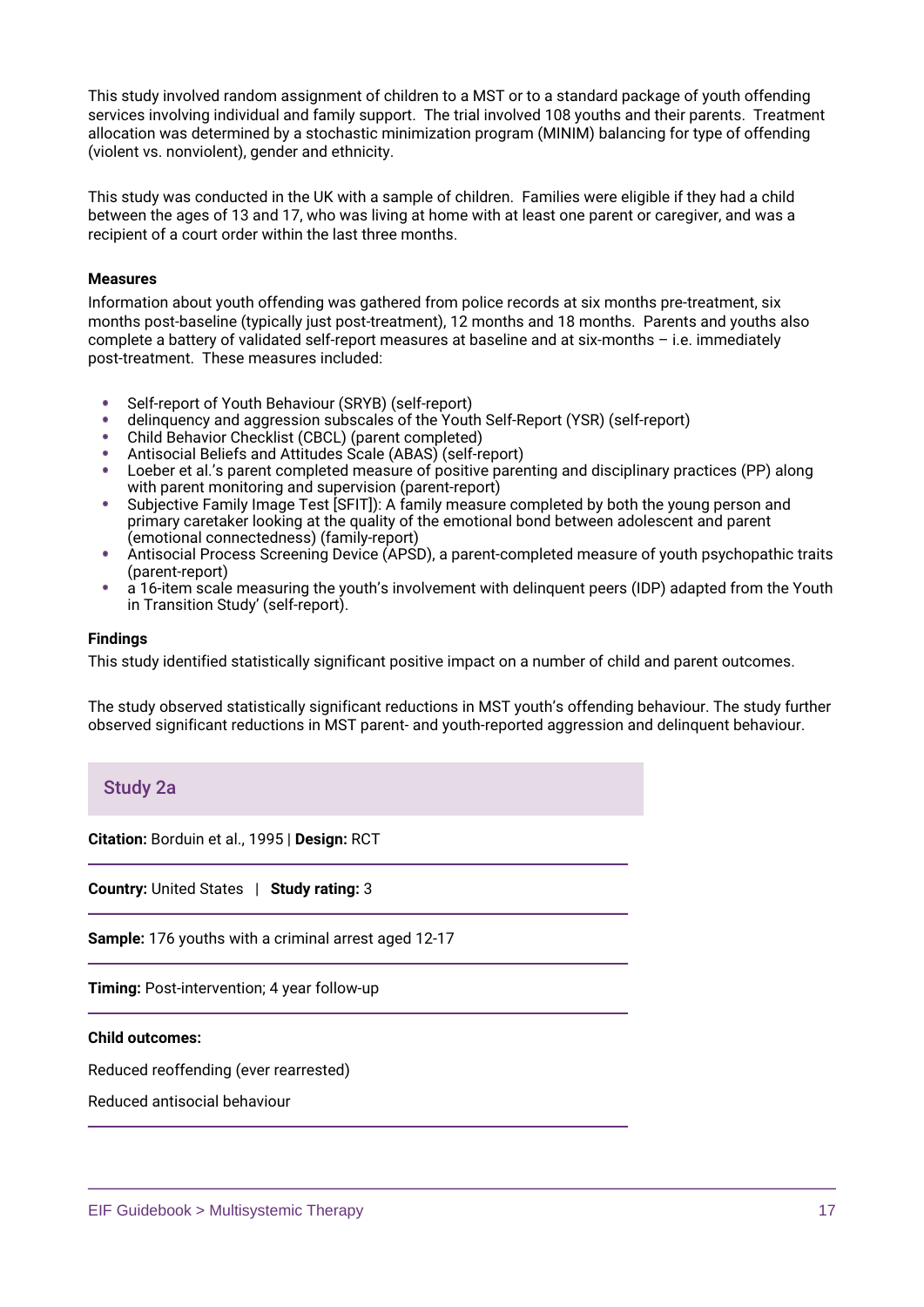This study involved random assignment of children to a MST or to a standard package of youth offending services involving individual and family support. The trial involved 108 youths and their parents. Treatment allocation was determined by a stochastic minimization program (MINIM) balancing for type of offending (violent vs. nonviolent), gender and ethnicity.

This study was conducted in the UK with a sample of children. Families were eligible if they had a child between the ages of 13 and 17, who was living at home with at least one parent or caregiver, and was a recipient of a court order within the last three months.

**Measures**

Information about youth offending was gathered from police records at six months pre-treatment, six months post-baseline (typically just post-treatment), 12 months and 18 months. Parents and youths also complete a battery of validated self-report measures at baseline and at six-months – i.e. immediately post-treatment. These measures included:

- Self-report of Youth Behaviour (SRYB) (self-report)
- delinquency and aggression subscales of the Youth Self-Report (YSR) (self-report)
- Child Behavior Checklist (CBCL) (parent completed)
- Antisocial Beliefs and Attitudes Scale (ABAS) (self-report)
- Loeber et al.'s parent completed measure of positive parenting and disciplinary practices (PP) along with parent monitoring and supervision (parent-report)
- Subjective Family Image Test [SFIT]): A family measure completed by both the young person and primary caretaker looking at the quality of the emotional bond between adolescent and parent (emotional connectedness) (family-report)
- Antisocial Process Screening Device (APSD), a parent-completed measure of youth psychopathic traits (parent-report)
- a 16-item scale measuring the youth's involvement with delinquent peers (IDP) adapted from the Youth in Transition Study' (self-report).

**Findings**

This study identified statistically significant positive impact on a number of child and parent outcomes.

The study observed statistically significant reductions in MST youth's offending behaviour. The study further observed significant reductions in MST parent- and youth-reported aggression and delinquent behaviour.

## Study 2a

**Citation:** Borduin et al., 1995 | **Design:** RCT

**Country:** United States | **Study rating:** 3

**Sample:** 176 youths with a criminal arrest aged 12-17

**Timing:** Post-intervention; 4 year follow-up

**Child outcomes:**

Reduced reoffending (ever rearrested)

Reduced antisocial behaviour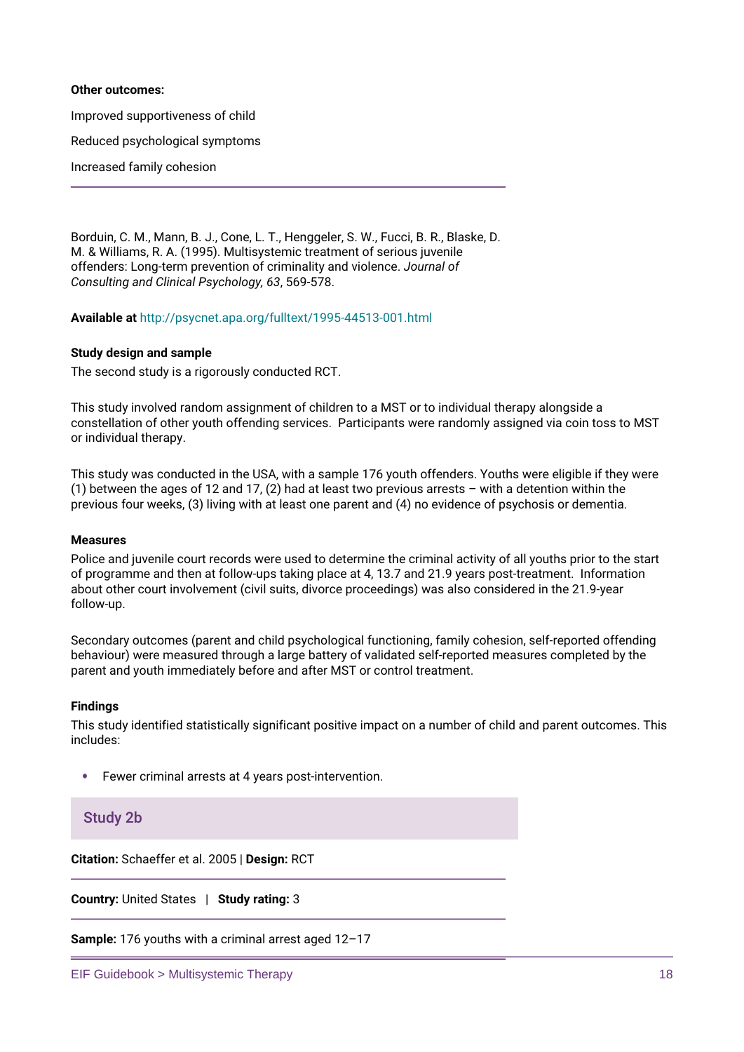**Other outcomes:**

Improved supportiveness of child

Reduced psychological symptoms

Increased family cohesion

---

Borduin, C. M., Mann, B. J., Cone, L. T., Henggeler, S. W., Fucci, B. R., Blaske, D. M. & Williams, R. A. (1995). Multisystemic treatment of serious juvenile offenders: Long-term prevention of criminality and violence. *Journal of Consulting and Clinical Psychology, 63*, 569-578.

**Available at** http://psycnet.apa.org/fulltext/1995-44513-001.html

**Study design and sample**

The second study is a rigorously conducted RCT.

This study involved random assignment of children to a MST or to individual therapy alongside a constellation of other youth offending services. Participants were randomly assigned via coin toss to MST or individual therapy.

This study was conducted in the USA, with a sample 176 youth offenders. Youths were eligible if they were (1) between the ages of 12 and 17, (2) had at least two previous arrests – with a detention within the previous four weeks, (3) living with at least one parent and (4) no evidence of psychosis or dementia.

**Measures**

Police and juvenile court records were used to determine the criminal activity of all youths prior to the start of programme and then at follow-ups taking place at 4, 13.7 and 21.9 years post-treatment. Information about other court involvement (civil suits, divorce proceedings) was also considered in the 21.9-year follow-up.

Secondary outcomes (parent and child psychological functioning, family cohesion, self-reported offending behaviour) were measured through a large battery of validated self-reported measures completed by the parent and youth immediately before and after MST or control treatment.

**Findings**

This study identified statistically significant positive impact on a number of child and parent outcomes. This includes:

- Fewer criminal arrests at 4 years post-intervention.

## Study 2b

**Citation:** Schaeffer et al. 2005 | **Design:** RCT

---

**Country:** United States | **Study rating:** 3

---

**Sample:** 176 youths with a criminal arrest aged 12–17

---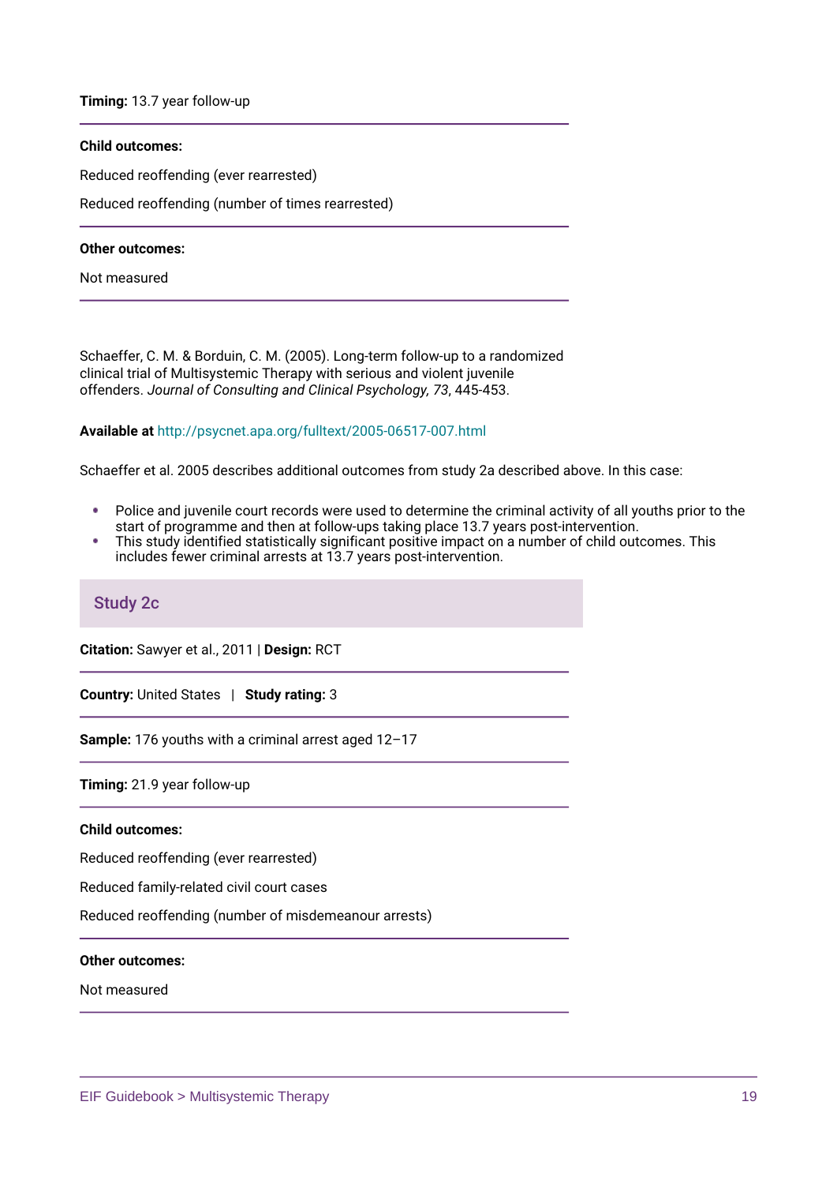**Timing:** 13.7 year follow-up

**Child outcomes:**

Reduced reoffending (ever rearrested)

Reduced reoffending (number of times rearrested)

**Other outcomes:**

Not measured

Schaeffer, C. M. & Borduin, C. M. (2005). Long-term follow-up to a randomized clinical trial of Multisystemic Therapy with serious and violent juvenile offenders. *Journal of Consulting and Clinical Psychology, 73*, 445-453.

**Available at** http://psycnet.apa.org/fulltext/2005-06517-007.html

Schaeffer et al. 2005 describes additional outcomes from study 2a described above. In this case:

- Police and juvenile court records were used to determine the criminal activity of all youths prior to the start of programme and then at follow-ups taking place 13.7 years post-intervention.
- This study identified statistically significant positive impact on a number of child outcomes. This includes fewer criminal arrests at 13.7 years post-intervention.

## Study 2c

**Citation:** Sawyer et al., 2011 | **Design:** RCT

**Country:** United States | **Study rating:** 3

**Sample:** 176 youths with a criminal arrest aged 12–17

**Timing:** 21.9 year follow-up

**Child outcomes:**

Reduced reoffending (ever rearrested)

Reduced family-related civil court cases

Reduced reoffending (number of misdemeanour arrests)

**Other outcomes:**

Not measured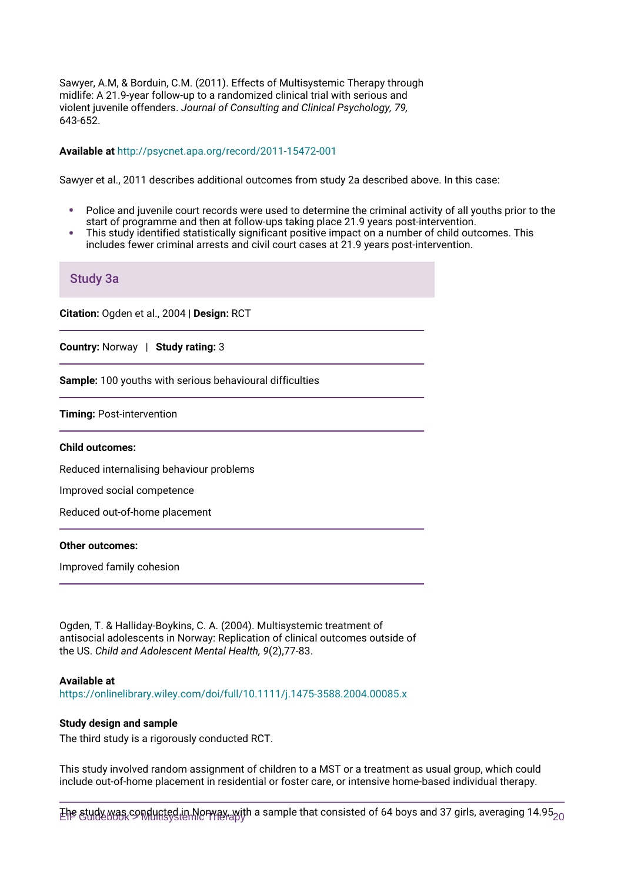Sawyer, A.M, & Borduin, C.M. (2011). Effects of Multisystemic Therapy through midlife: A 21.9-year follow-up to a randomized clinical trial with serious and violent juvenile offenders. *Journal of Consulting and Clinical Psychology, 79,* 643-652.

**Available at** http://psycnet.apa.org/record/2011-15472-001

Sawyer et al., 2011 describes additional outcomes from study 2a described above. In this case:

- Police and juvenile court records were used to determine the criminal activity of all youths prior to the start of programme and then at follow-ups taking place 21.9 years post-intervention.
- This study identified statistically significant positive impact on a number of child outcomes. This includes fewer criminal arrests and civil court cases at 21.9 years post-intervention.

## Study 3a

**Citation:** Ogden et al., 2004 | **Design:** RCT

**Country:** Norway | **Study rating:** 3

**Sample:** 100 youths with serious behavioural difficulties

**Timing:** Post-intervention

**Child outcomes:**

Reduced internalising behaviour problems

Improved social competence

Reduced out-of-home placement

**Other outcomes:**

Improved family cohesion

Ogden, T. & Halliday-Boykins, C. A. (2004). Multisystemic treatment of antisocial adolescents in Norway: Replication of clinical outcomes outside of the US. *Child and Adolescent Mental Health, 9*(2),77-83.

**Available at**
https://onlinelibrary.wiley.com/doi/full/10.1111/j.1475-3588.2004.00085.x

**Study design and sample**

The third study is a rigorously conducted RCT.

This study involved random assignment of children to a MST or a treatment as usual group, which could include out-of-home placement in residential or foster care, or intensive home-based individual therapy.

The study was conducted in Norway, with a sample that consisted of 64 boys and 37 girls, averaging 14.95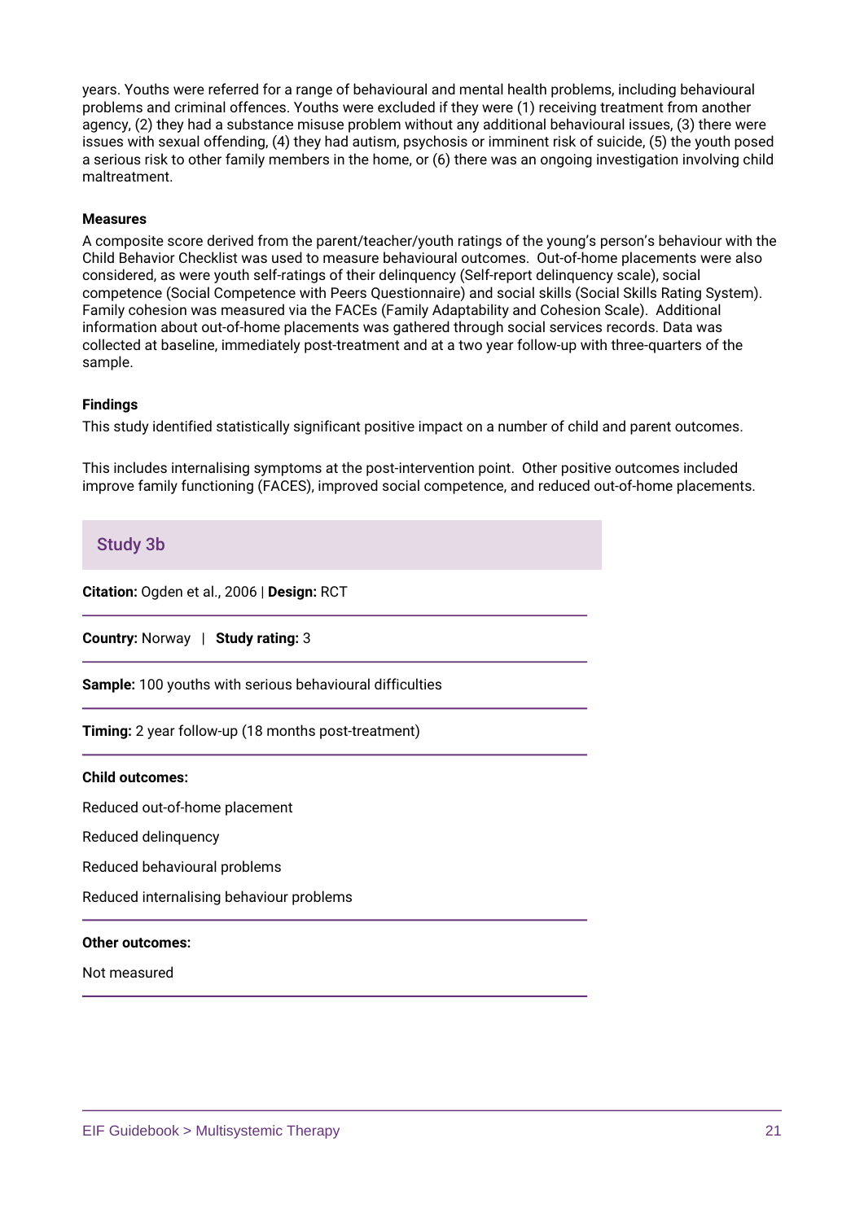years. Youths were referred for a range of behavioural and mental health problems, including behavioural problems and criminal offences. Youths were excluded if they were (1) receiving treatment from another agency, (2) they had a substance misuse problem without any additional behavioural issues, (3) there were issues with sexual offending, (4) they had autism, psychosis or imminent risk of suicide, (5) the youth posed a serious risk to other family members in the home, or (6) there was an ongoing investigation involving child maltreatment.

**Measures**

A composite score derived from the parent/teacher/youth ratings of the young's person's behaviour with the Child Behavior Checklist was used to measure behavioural outcomes. Out-of-home placements were also considered, as were youth self-ratings of their delinquency (Self-report delinquency scale), social competence (Social Competence with Peers Questionnaire) and social skills (Social Skills Rating System). Family cohesion was measured via the FACEs (Family Adaptability and Cohesion Scale). Additional information about out-of-home placements was gathered through social services records. Data was collected at baseline, immediately post-treatment and at a two year follow-up with three-quarters of the sample.

**Findings**

This study identified statistically significant positive impact on a number of child and parent outcomes.

This includes internalising symptoms at the post-intervention point. Other positive outcomes included improve family functioning (FACES), improved social competence, and reduced out-of-home placements.

## Study 3b

**Citation:** Ogden et al., 2006 | **Design:** RCT

**Country:** Norway | **Study rating:** 3

**Sample:** 100 youths with serious behavioural difficulties

**Timing:** 2 year follow-up (18 months post-treatment)

**Child outcomes:**

Reduced out-of-home placement

Reduced delinquency

Reduced behavioural problems

Reduced internalising behaviour problems

**Other outcomes:**

Not measured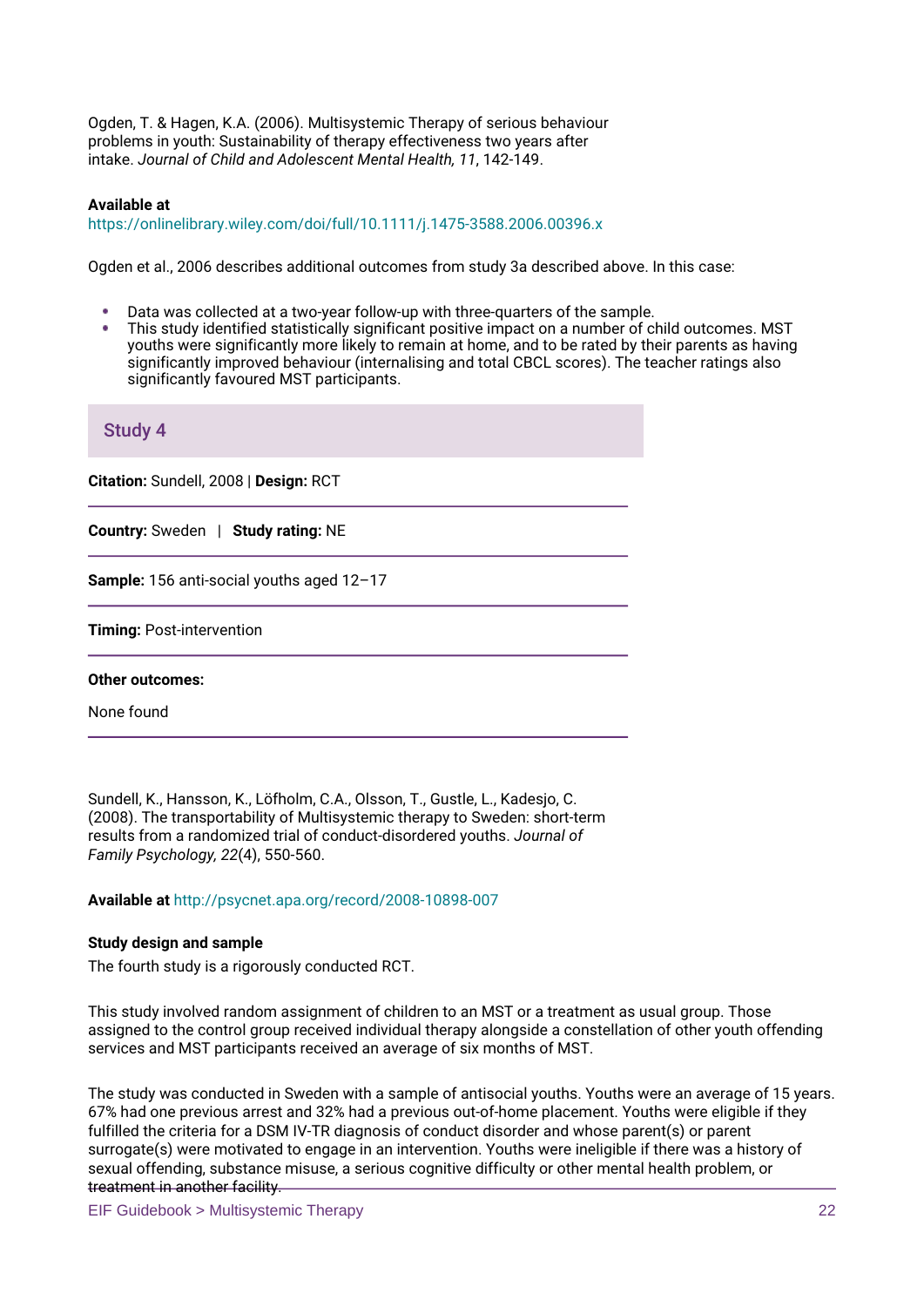Ogden, T. & Hagen, K.A. (2006). Multisystemic Therapy of serious behaviour problems in youth: Sustainability of therapy effectiveness two years after intake. *Journal of Child and Adolescent Mental Health, 11*, 142-149.

**Available at**
https://onlinelibrary.wiley.com/doi/full/10.1111/j.1475-3588.2006.00396.x

Ogden et al., 2006 describes additional outcomes from study 3a described above. In this case:

- Data was collected at a two-year follow-up with three-quarters of the sample.
- This study identified statistically significant positive impact on a number of child outcomes. MST youths were significantly more likely to remain at home, and to be rated by their parents as having significantly improved behaviour (internalising and total CBCL scores). The teacher ratings also significantly favoured MST participants.

## Study 4

**Citation:** Sundell, 2008 | **Design:** RCT

**Country:** Sweden | **Study rating:** NE

**Sample:** 156 anti-social youths aged 12–17

**Timing:** Post-intervention

**Other outcomes:**

None found

Sundell, K., Hansson, K., Löfholm, C.A., Olsson, T., Gustle, L., Kadesjo, C. (2008). The transportability of Multisystemic therapy to Sweden: short-term results from a randomized trial of conduct-disordered youths. *Journal of Family Psychology, 22*(4), 550-560.

**Available at** http://psycnet.apa.org/record/2008-10898-007

**Study design and sample**

The fourth study is a rigorously conducted RCT.

This study involved random assignment of children to an MST or a treatment as usual group. Those assigned to the control group received individual therapy alongside a constellation of other youth offending services and MST participants received an average of six months of MST.

The study was conducted in Sweden with a sample of antisocial youths. Youths were an average of 15 years. 67% had one previous arrest and 32% had a previous out-of-home placement. Youths were eligible if they fulfilled the criteria for a DSM IV-TR diagnosis of conduct disorder and whose parent(s) or parent surrogate(s) were motivated to engage in an intervention. Youths were ineligible if there was a history of sexual offending, substance misuse, a serious cognitive difficulty or other mental health problem, or treatment in another facility.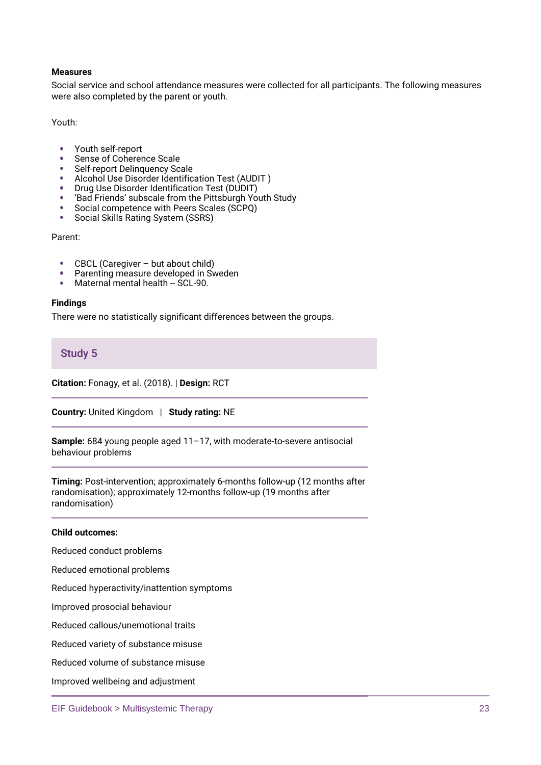**Measures**

Social service and school attendance measures were collected for all participants. The following measures were also completed by the parent or youth.

Youth:

- Youth self-report
- Sense of Coherence Scale
- Self-report Delinquency Scale
- Alcohol Use Disorder Identification Test (AUDIT )
- Drug Use Disorder Identification Test (DUDIT)
- 'Bad Friends' subscale from the Pittsburgh Youth Study
- Social competence with Peers Scales (SCPQ)
- Social Skills Rating System (SSRS)

Parent:

- CBCL (Caregiver – but about child)
- Parenting measure developed in Sweden
- Maternal mental health -- SCL-90.

**Findings**

There were no statistically significant differences between the groups.

## Study 5

**Citation:** Fonagy, et al. (2018). | **Design:** RCT

**Country:** United Kingdom | **Study rating:** NE

**Sample:** 684 young people aged 11–17, with moderate-to-severe antisocial behaviour problems

**Timing:** Post-intervention; approximately 6-months follow-up (12 months after randomisation); approximately 12-months follow-up (19 months after randomisation)

**Child outcomes:**

Reduced conduct problems

Reduced emotional problems

Reduced hyperactivity/inattention symptoms

Improved prosocial behaviour

Reduced callous/unemotional traits

Reduced variety of substance misuse

Reduced volume of substance misuse

Improved wellbeing and adjustment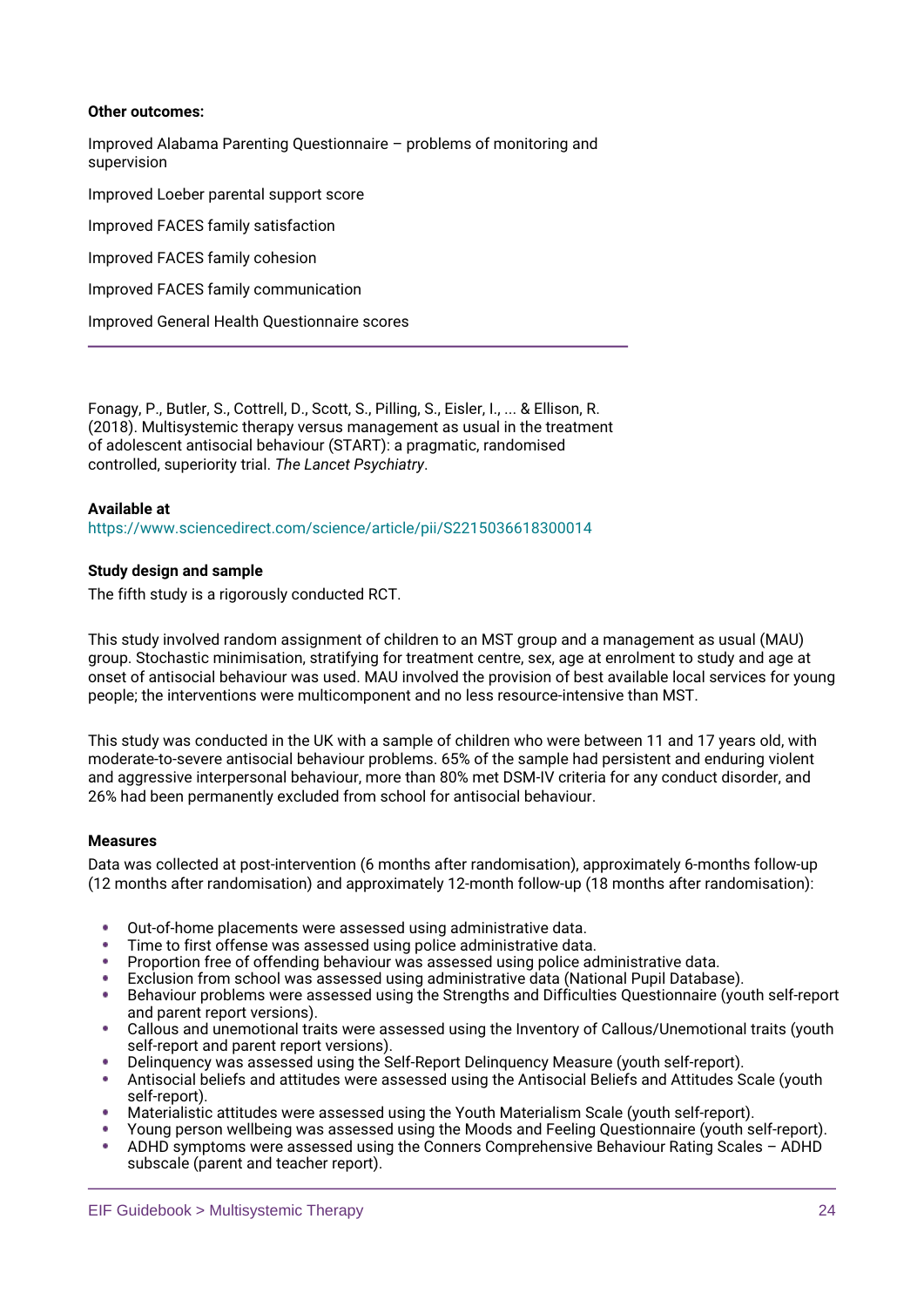**Other outcomes:**

Improved Alabama Parenting Questionnaire – problems of monitoring and supervision

Improved Loeber parental support score

Improved FACES family satisfaction

Improved FACES family cohesion

Improved FACES family communication

Improved General Health Questionnaire scores

---

Fonagy, P., Butler, S., Cottrell, D., Scott, S., Pilling, S., Eisler, I., ... & Ellison, R. (2018). Multisystemic therapy versus management as usual in the treatment of adolescent antisocial behaviour (START): a pragmatic, randomised controlled, superiority trial. *The Lancet Psychiatry*.

**Available at**
https://www.sciencedirect.com/science/article/pii/S2215036618300014

**Study design and sample**

The fifth study is a rigorously conducted RCT.

This study involved random assignment of children to an MST group and a management as usual (MAU) group. Stochastic minimisation, stratifying for treatment centre, sex, age at enrolment to study and age at onset of antisocial behaviour was used. MAU involved the provision of best available local services for young people; the interventions were multicomponent and no less resource-intensive than MST.

This study was conducted in the UK with a sample of children who were between 11 and 17 years old, with moderate-to-severe antisocial behaviour problems. 65% of the sample had persistent and enduring violent and aggressive interpersonal behaviour, more than 80% met DSM-IV criteria for any conduct disorder, and 26% had been permanently excluded from school for antisocial behaviour.

**Measures**

Data was collected at post-intervention (6 months after randomisation), approximately 6-months follow-up (12 months after randomisation) and approximately 12-month follow-up (18 months after randomisation):

- Out-of-home placements were assessed using administrative data.
- Time to first offense was assessed using police administrative data.
- Proportion free of offending behaviour was assessed using police administrative data.
- Exclusion from school was assessed using administrative data (National Pupil Database).
- Behaviour problems were assessed using the Strengths and Difficulties Questionnaire (youth self-report and parent report versions).
- Callous and unemotional traits were assessed using the Inventory of Callous/Unemotional traits (youth self-report and parent report versions).
- Delinquency was assessed using the Self-Report Delinquency Measure (youth self-report).
- Antisocial beliefs and attitudes were assessed using the Antisocial Beliefs and Attitudes Scale (youth self-report).
- Materialistic attitudes were assessed using the Youth Materialism Scale (youth self-report).
- Young person wellbeing was assessed using the Moods and Feeling Questionnaire (youth self-report).
- ADHD symptoms were assessed using the Conners Comprehensive Behaviour Rating Scales – ADHD subscale (parent and teacher report).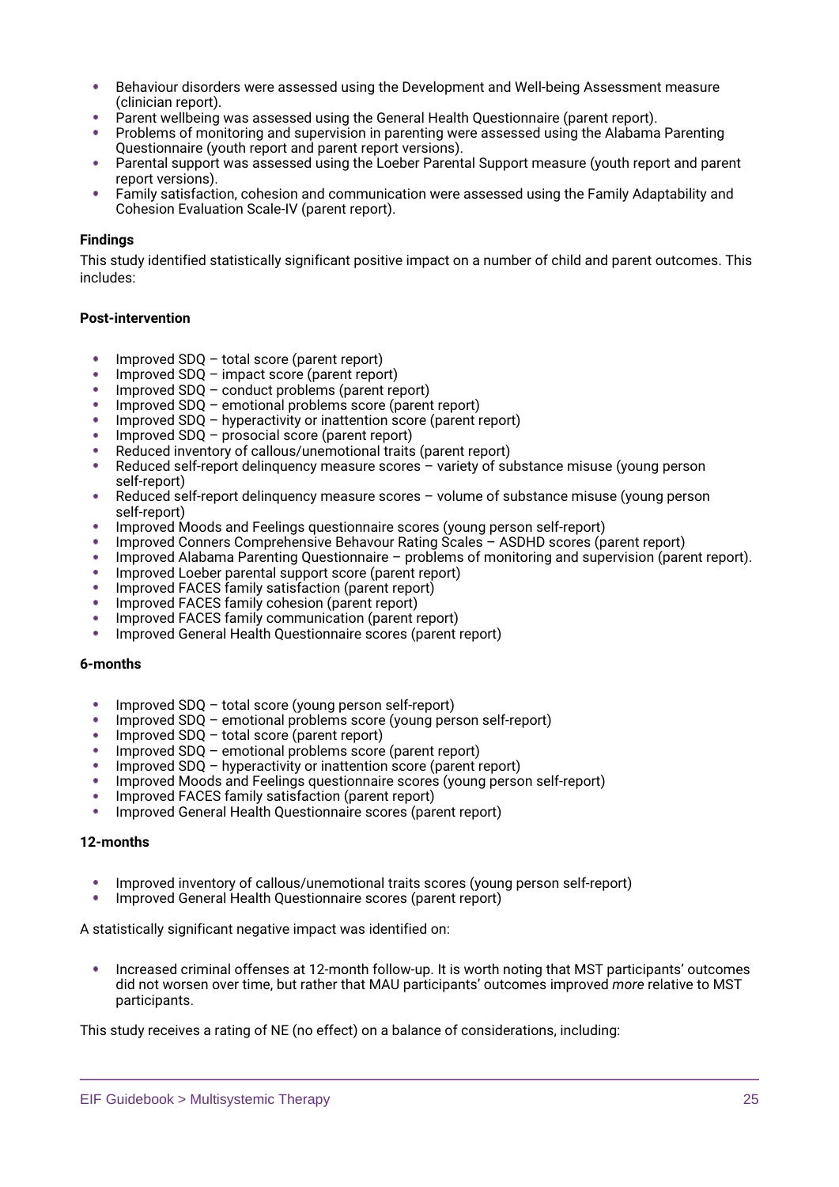- Behaviour disorders were assessed using the Development and Well-being Assessment measure (clinician report).
- Parent wellbeing was assessed using the General Health Questionnaire (parent report).
- Problems of monitoring and supervision in parenting were assessed using the Alabama Parenting Questionnaire (youth report and parent report versions).
- Parental support was assessed using the Loeber Parental Support measure (youth report and parent report versions).
- Family satisfaction, cohesion and communication were assessed using the Family Adaptability and Cohesion Evaluation Scale-IV (parent report).

**Findings**

This study identified statistically significant positive impact on a number of child and parent outcomes. This includes:

**Post-intervention**

- Improved SDQ – total score (parent report)
- Improved SDQ – impact score (parent report)
- Improved SDQ – conduct problems (parent report)
- Improved SDQ – emotional problems score (parent report)
- Improved SDQ – hyperactivity or inattention score (parent report)
- Improved SDQ – prosocial score (parent report)
- Reduced inventory of callous/unemotional traits (parent report)
- Reduced self-report delinquency measure scores – variety of substance misuse (young person self-report)
- Reduced self-report delinquency measure scores – volume of substance misuse (young person self-report)
- Improved Moods and Feelings questionnaire scores (young person self-report)
- Improved Conners Comprehensive Behavour Rating Scales – ASDHD scores (parent report)
- Improved Alabama Parenting Questionnaire – problems of monitoring and supervision (parent report).
- Improved Loeber parental support score (parent report)
- Improved FACES family satisfaction (parent report)
- Improved FACES family cohesion (parent report)
- Improved FACES family communication (parent report)
- Improved General Health Questionnaire scores (parent report)

**6-months**

- Improved SDQ – total score (young person self-report)
- Improved SDQ – emotional problems score (young person self-report)
- Improved SDQ – total score (parent report)
- Improved SDQ – emotional problems score (parent report)
- Improved SDQ – hyperactivity or inattention score (parent report)
- Improved Moods and Feelings questionnaire scores (young person self-report)
- Improved FACES family satisfaction (parent report)
- Improved General Health Questionnaire scores (parent report)

**12-months**

- Improved inventory of callous/unemotional traits scores (young person self-report)
- Improved General Health Questionnaire scores (parent report)

A statistically significant negative impact was identified on:

- Increased criminal offenses at 12-month follow-up. It is worth noting that MST participants' outcomes did not worsen over time, but rather that MAU participants' outcomes improved *more* relative to MST participants.

This study receives a rating of NE (no effect) on a balance of considerations, including: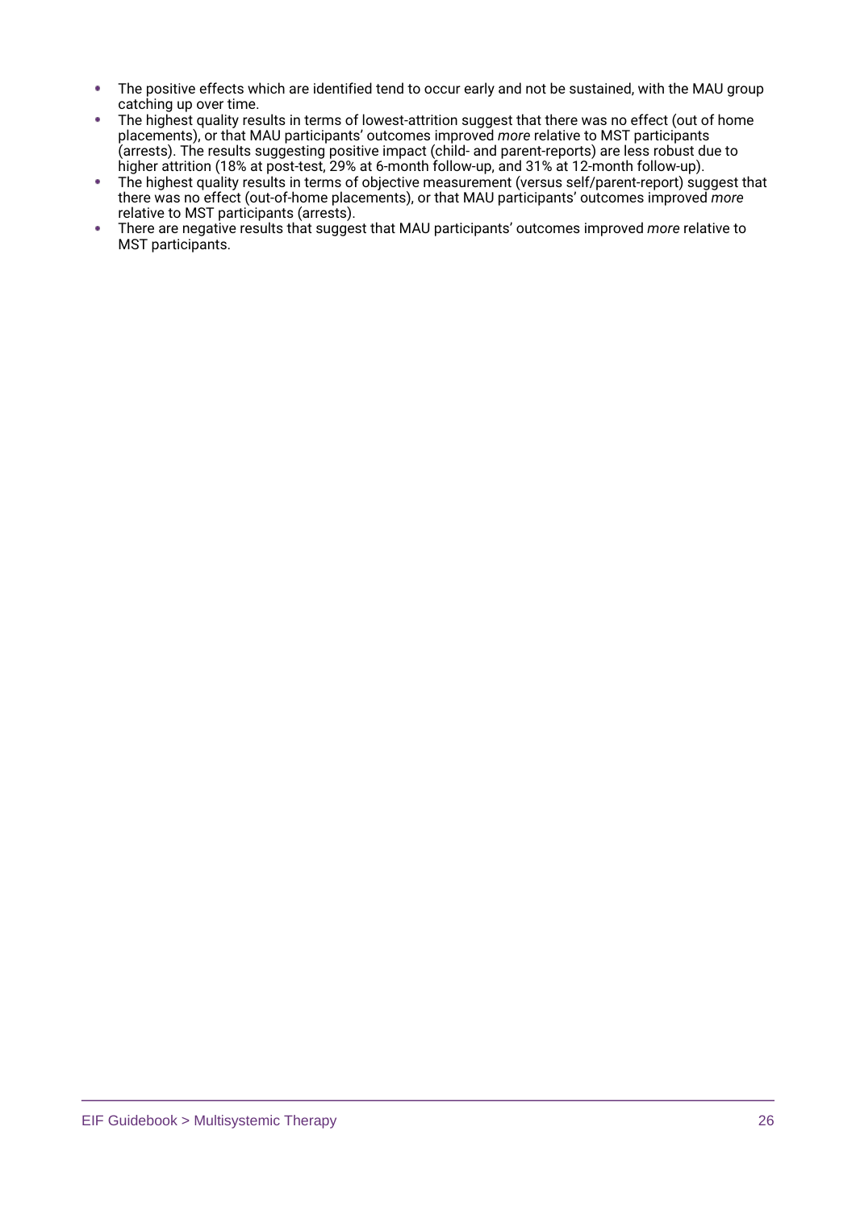- The positive effects which are identified tend to occur early and not be sustained, with the MAU group catching up over time.
- The highest quality results in terms of lowest-attrition suggest that there was no effect (out of home placements), or that MAU participants' outcomes improved *more* relative to MST participants (arrests). The results suggesting positive impact (child- and parent-reports) are less robust due to higher attrition (18% at post-test, 29% at 6-month follow-up, and 31% at 12-month follow-up).
- The highest quality results in terms of objective measurement (versus self/parent-report) suggest that there was no effect (out-of-home placements), or that MAU participants' outcomes improved *more* relative to MST participants (arrests).
- There are negative results that suggest that MAU participants' outcomes improved *more* relative to MST participants.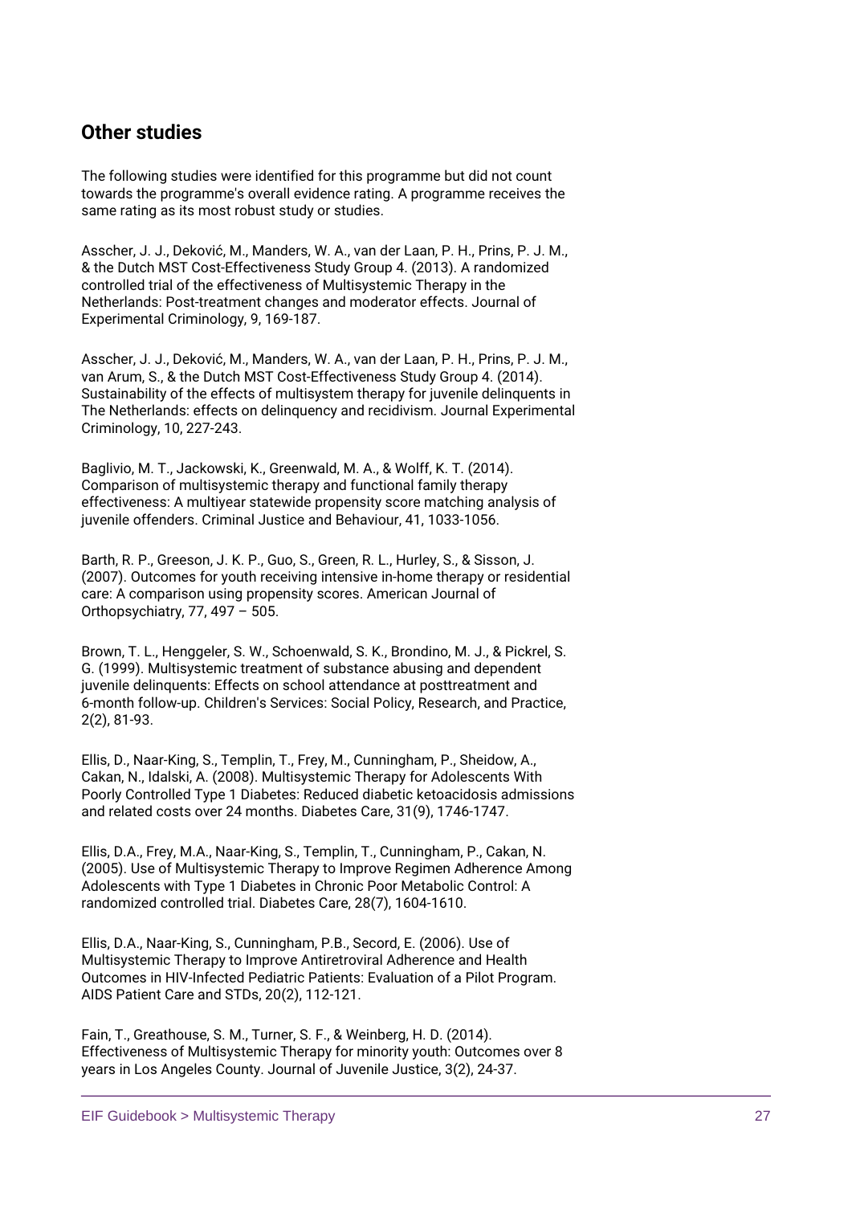## Other studies

The following studies were identified for this programme but did not count towards the programme's overall evidence rating. A programme receives the same rating as its most robust study or studies.

Asscher, J. J., Deković, M., Manders, W. A., van der Laan, P. H., Prins, P. J. M., & the Dutch MST Cost-Effectiveness Study Group 4. (2013). A randomized controlled trial of the effectiveness of Multisystemic Therapy in the Netherlands: Post-treatment changes and moderator effects. Journal of Experimental Criminology, 9, 169-187.

Asscher, J. J., Deković, M., Manders, W. A., van der Laan, P. H., Prins, P. J. M., van Arum, S., & the Dutch MST Cost-Effectiveness Study Group 4. (2014). Sustainability of the effects of multisystem therapy for juvenile delinquents in The Netherlands: effects on delinquency and recidivism. Journal Experimental Criminology, 10, 227-243.

Baglivio, M. T., Jackowski, K., Greenwald, M. A., & Wolff, K. T. (2014). Comparison of multisystemic therapy and functional family therapy effectiveness: A multiyear statewide propensity score matching analysis of juvenile offenders. Criminal Justice and Behaviour, 41, 1033-1056.

Barth, R. P., Greeson, J. K. P., Guo, S., Green, R. L., Hurley, S., & Sisson, J. (2007). Outcomes for youth receiving intensive in-home therapy or residential care: A comparison using propensity scores. American Journal of Orthopsychiatry, 77, 497 – 505.

Brown, T. L., Henggeler, S. W., Schoenwald, S. K., Brondino, M. J., & Pickrel, S. G. (1999). Multisystemic treatment of substance abusing and dependent juvenile delinquents: Effects on school attendance at posttreatment and 6-month follow-up. Children's Services: Social Policy, Research, and Practice, 2(2), 81-93.

Ellis, D., Naar-King, S., Templin, T., Frey, M., Cunningham, P., Sheidow, A., Cakan, N., Idalski, A. (2008). Multisystemic Therapy for Adolescents With Poorly Controlled Type 1 Diabetes: Reduced diabetic ketoacidosis admissions and related costs over 24 months. Diabetes Care, 31(9), 1746-1747.

Ellis, D.A., Frey, M.A., Naar-King, S., Templin, T., Cunningham, P., Cakan, N. (2005). Use of Multisystemic Therapy to Improve Regimen Adherence Among Adolescents with Type 1 Diabetes in Chronic Poor Metabolic Control: A randomized controlled trial. Diabetes Care, 28(7), 1604-1610.

Ellis, D.A., Naar-King, S., Cunningham, P.B., Secord, E. (2006). Use of Multisystemic Therapy to Improve Antiretroviral Adherence and Health Outcomes in HIV-Infected Pediatric Patients: Evaluation of a Pilot Program. AIDS Patient Care and STDs, 20(2), 112-121.

Fain, T., Greathouse, S. M., Turner, S. F., & Weinberg, H. D. (2014). Effectiveness of Multisystemic Therapy for minority youth: Outcomes over 8 years in Los Angeles County. Journal of Juvenile Justice, 3(2), 24-37.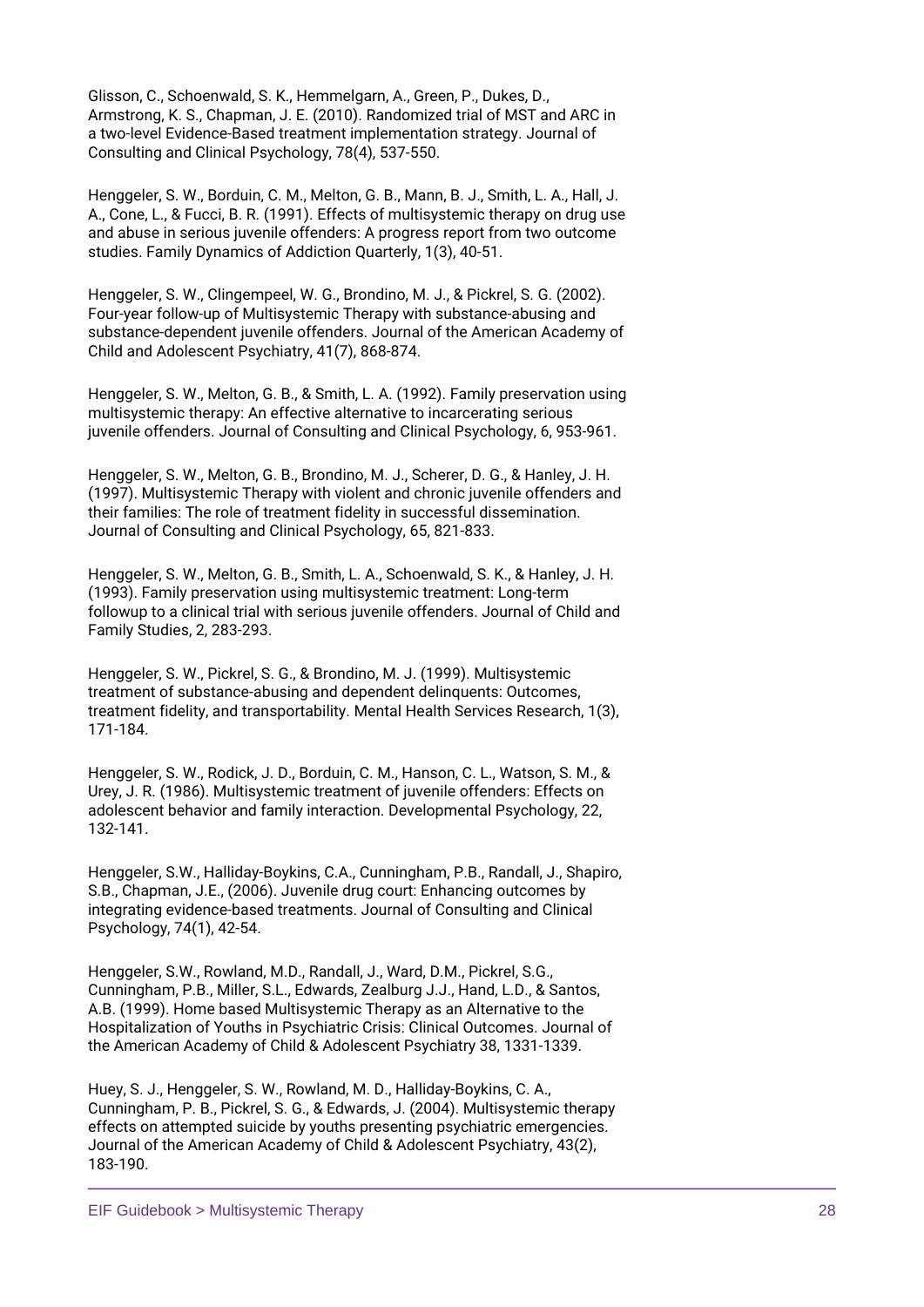Glisson, C., Schoenwald, S. K., Hemmelgarn, A., Green, P., Dukes, D., Armstrong, K. S., Chapman, J. E. (2010). Randomized trial of MST and ARC in a two-level Evidence-Based treatment implementation strategy. Journal of Consulting and Clinical Psychology, 78(4), 537-550.

Henggeler, S. W., Borduin, C. M., Melton, G. B., Mann, B. J., Smith, L. A., Hall, J. A., Cone, L., & Fucci, B. R. (1991). Effects of multisystemic therapy on drug use and abuse in serious juvenile offenders: A progress report from two outcome studies. Family Dynamics of Addiction Quarterly, 1(3), 40-51.

Henggeler, S. W., Clingempeel, W. G., Brondino, M. J., & Pickrel, S. G. (2002). Four-year follow-up of Multisystemic Therapy with substance-abusing and substance-dependent juvenile offenders. Journal of the American Academy of Child and Adolescent Psychiatry, 41(7), 868-874.

Henggeler, S. W., Melton, G. B., & Smith, L. A. (1992). Family preservation using multisystemic therapy: An effective alternative to incarcerating serious juvenile offenders. Journal of Consulting and Clinical Psychology, 6, 953-961.

Henggeler, S. W., Melton, G. B., Brondino, M. J., Scherer, D. G., & Hanley, J. H. (1997). Multisystemic Therapy with violent and chronic juvenile offenders and their families: The role of treatment fidelity in successful dissemination. Journal of Consulting and Clinical Psychology, 65, 821-833.

Henggeler, S. W., Melton, G. B., Smith, L. A., Schoenwald, S. K., & Hanley, J. H. (1993). Family preservation using multisystemic treatment: Long-term followup to a clinical trial with serious juvenile offenders. Journal of Child and Family Studies, 2, 283-293.

Henggeler, S. W., Pickrel, S. G., & Brondino, M. J. (1999). Multisystemic treatment of substance-abusing and dependent delinquents: Outcomes, treatment fidelity, and transportability. Mental Health Services Research, 1(3), 171-184.

Henggeler, S. W., Rodick, J. D., Borduin, C. M., Hanson, C. L., Watson, S. M., & Urey, J. R. (1986). Multisystemic treatment of juvenile offenders: Effects on adolescent behavior and family interaction. Developmental Psychology, 22, 132-141.

Henggeler, S.W., Halliday-Boykins, C.A., Cunningham, P.B., Randall, J., Shapiro, S.B., Chapman, J.E., (2006). Juvenile drug court: Enhancing outcomes by integrating evidence-based treatments. Journal of Consulting and Clinical Psychology, 74(1), 42-54.

Henggeler, S.W., Rowland, M.D., Randall, J., Ward, D.M., Pickrel, S.G., Cunningham, P.B., Miller, S.L., Edwards, Zealburg J.J., Hand, L.D., & Santos, A.B. (1999). Home based Multisystemic Therapy as an Alternative to the Hospitalization of Youths in Psychiatric Crisis: Clinical Outcomes. Journal of the American Academy of Child & Adolescent Psychiatry 38, 1331-1339.

Huey, S. J., Henggeler, S. W., Rowland, M. D., Halliday-Boykins, C. A., Cunningham, P. B., Pickrel, S. G., & Edwards, J. (2004). Multisystemic therapy effects on attempted suicide by youths presenting psychiatric emergencies. Journal of the American Academy of Child & Adolescent Psychiatry, 43(2), 183-190.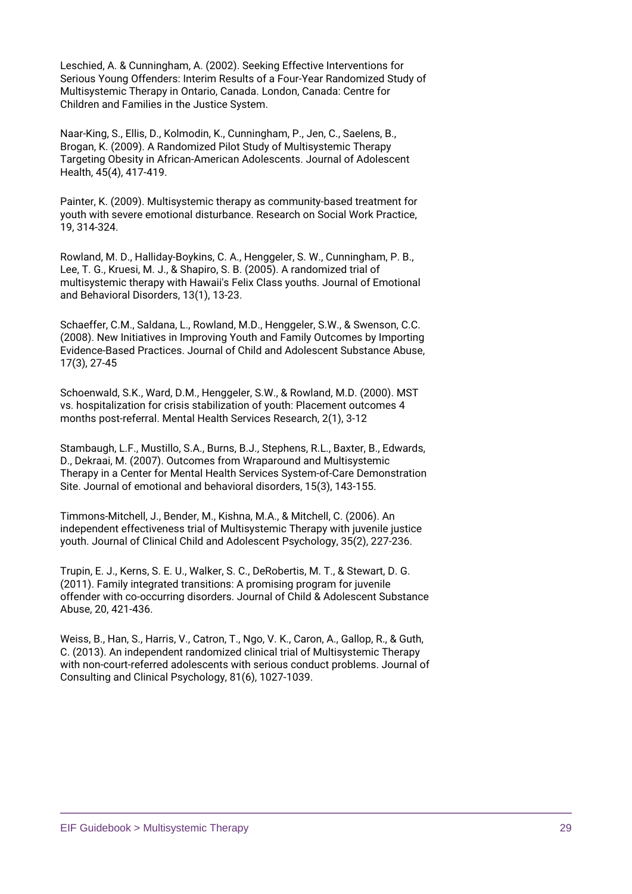Leschied, A. & Cunningham, A. (2002). Seeking Effective Interventions for Serious Young Offenders: Interim Results of a Four-Year Randomized Study of Multisystemic Therapy in Ontario, Canada. London, Canada: Centre for Children and Families in the Justice System.

Naar-King, S., Ellis, D., Kolmodin, K., Cunningham, P., Jen, C., Saelens, B., Brogan, K. (2009). A Randomized Pilot Study of Multisystemic Therapy Targeting Obesity in African-American Adolescents. Journal of Adolescent Health, 45(4), 417-419.

Painter, K. (2009). Multisystemic therapy as community-based treatment for youth with severe emotional disturbance. Research on Social Work Practice, 19, 314-324.

Rowland, M. D., Halliday-Boykins, C. A., Henggeler, S. W., Cunningham, P. B., Lee, T. G., Kruesi, M. J., & Shapiro, S. B. (2005). A randomized trial of multisystemic therapy with Hawaii's Felix Class youths. Journal of Emotional and Behavioral Disorders, 13(1), 13-23.

Schaeffer, C.M., Saldana, L., Rowland, M.D., Henggeler, S.W., & Swenson, C.C. (2008). New Initiatives in Improving Youth and Family Outcomes by Importing Evidence-Based Practices. Journal of Child and Adolescent Substance Abuse, 17(3), 27-45

Schoenwald, S.K., Ward, D.M., Henggeler, S.W., & Rowland, M.D. (2000). MST vs. hospitalization for crisis stabilization of youth: Placement outcomes 4 months post-referral. Mental Health Services Research, 2(1), 3-12

Stambaugh, L.F., Mustillo, S.A., Burns, B.J., Stephens, R.L., Baxter, B., Edwards, D., Dekraai, M. (2007). Outcomes from Wraparound and Multisystemic Therapy in a Center for Mental Health Services System-of-Care Demonstration Site. Journal of emotional and behavioral disorders, 15(3), 143-155.

Timmons-Mitchell, J., Bender, M., Kishna, M.A., & Mitchell, C. (2006). An independent effectiveness trial of Multisystemic Therapy with juvenile justice youth. Journal of Clinical Child and Adolescent Psychology, 35(2), 227-236.

Trupin, E. J., Kerns, S. E. U., Walker, S. C., DeRobertis, M. T., & Stewart, D. G. (2011). Family integrated transitions: A promising program for juvenile offender with co-occurring disorders. Journal of Child & Adolescent Substance Abuse, 20, 421-436.

Weiss, B., Han, S., Harris, V., Catron, T., Ngo, V. K., Caron, A., Gallop, R., & Guth, C. (2013). An independent randomized clinical trial of Multisystemic Therapy with non-court-referred adolescents with serious conduct problems. Journal of Consulting and Clinical Psychology, 81(6), 1027-1039.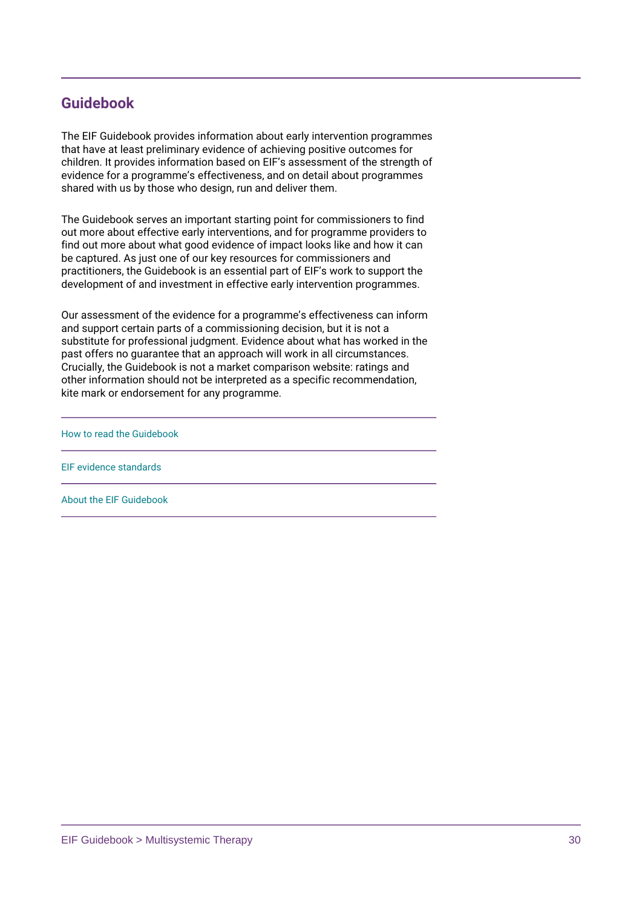## Guidebook

The EIF Guidebook provides information about early intervention programmes that have at least preliminary evidence of achieving positive outcomes for children. It provides information based on EIF's assessment of the strength of evidence for a programme's effectiveness, and on detail about programmes shared with us by those who design, run and deliver them.

The Guidebook serves an important starting point for commissioners to find out more about effective early interventions, and for programme providers to find out more about what good evidence of impact looks like and how it can be captured. As just one of our key resources for commissioners and practitioners, the Guidebook is an essential part of EIF's work to support the development of and investment in effective early intervention programmes.

Our assessment of the evidence for a programme's effectiveness can inform and support certain parts of a commissioning decision, but it is not a substitute for professional judgment. Evidence about what has worked in the past offers no guarantee that an approach will work in all circumstances. Crucially, the Guidebook is not a market comparison website: ratings and other information should not be interpreted as a specific recommendation, kite mark or endorsement for any programme.

How to read the Guidebook

EIF evidence standards

About the EIF Guidebook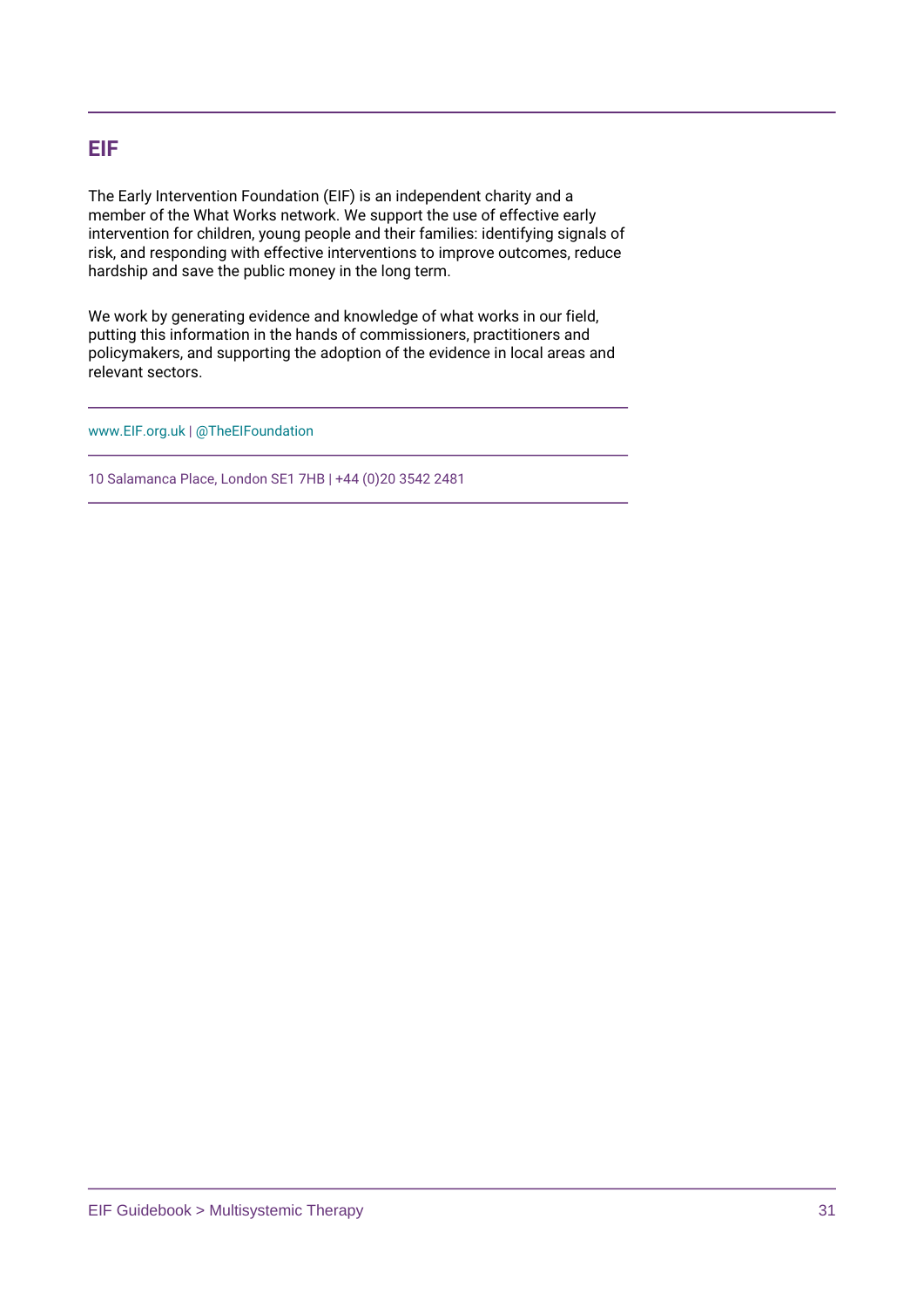## EIF

The Early Intervention Foundation (EIF) is an independent charity and a member of the What Works network. We support the use of effective early intervention for children, young people and their families: identifying signals of risk, and responding with effective interventions to improve outcomes, reduce hardship and save the public money in the long term.

We work by generating evidence and knowledge of what works in our field, putting this information in the hands of commissioners, practitioners and policymakers, and supporting the adoption of the evidence in local areas and relevant sectors.

www.EIF.org.uk | @TheEIFoundation

10 Salamanca Place, London SE1 7HB | +44 (0)20 3542 2481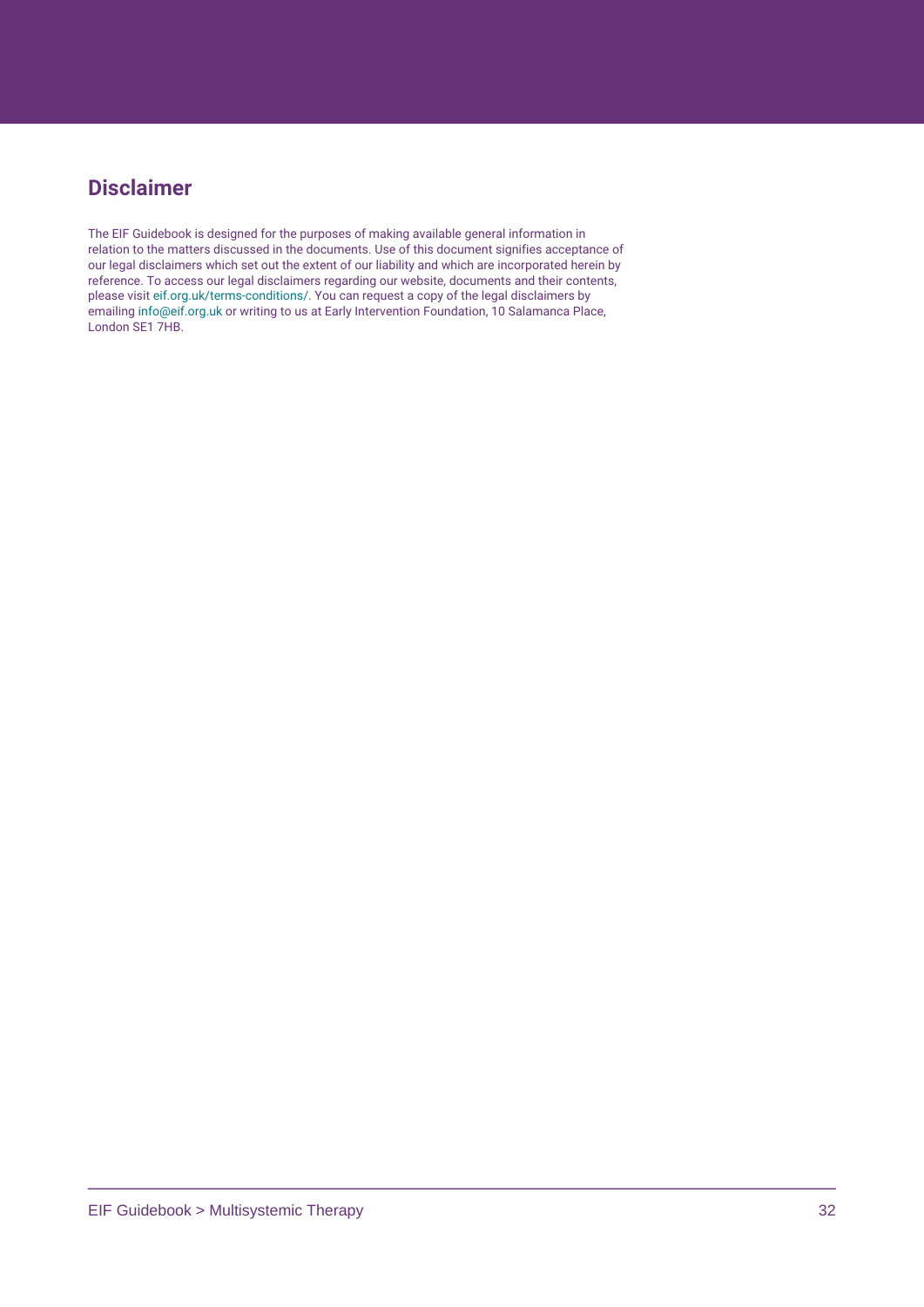## Disclaimer

The EIF Guidebook is designed for the purposes of making available general information in relation to the matters discussed in the documents. Use of this document signifies acceptance of our legal disclaimers which set out the extent of our liability and which are incorporated herein by reference. To access our legal disclaimers regarding our website, documents and their contents, please visit eif.org.uk/terms-conditions/. You can request a copy of the legal disclaimers by emailing info@eif.org.uk or writing to us at Early Intervention Foundation, 10 Salamanca Place, London SE1 7HB.